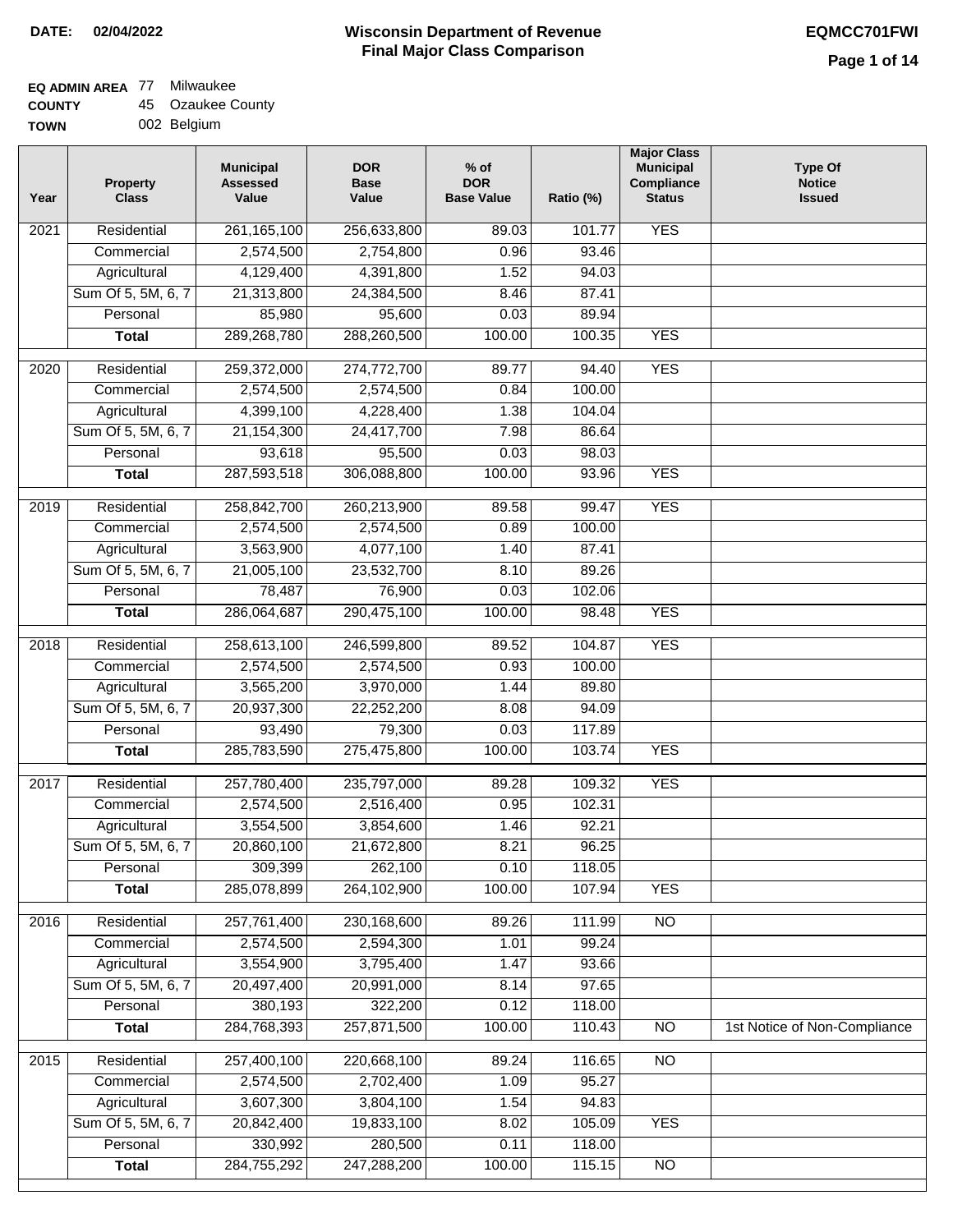**DATE: 02/04/2022**

# Wisconsin Department of Revenue
## Final Major Class Comparison

**EQMCC701FWI**

**EQ ADMIN AREA** 77 Milwaukee
**COUNTY** 45 Ozaukee County
**TOWN** 002 Belgium

| Year | Property Class | Municipal Assessed Value | DOR Base Value | % of DOR Base Value | Ratio (%) | Major Class Municipal Compliance Status | Type Of Notice Issued |
|---|---|---|---|---|---|---|---|
| 2021 | Residential | 261,165,100 | 256,633,800 | 89.03 | 101.77 | YES | |
| | Commercial | 2,574,500 | 2,754,800 | 0.96 | 93.46 | | |
| | Agricultural | 4,129,400 | 4,391,800 | 1.52 | 94.03 | | |
| | Sum Of 5, 5M, 6, 7 | 21,313,800 | 24,384,500 | 8.46 | 87.41 | | |
| | Personal | 85,980 | 95,600 | 0.03 | 89.94 | | |
| | **Total** | 289,268,780 | 288,260,500 | 100.00 | 100.35 | YES | |
| 2020 | Residential | 259,372,000 | 274,772,700 | 89.77 | 94.40 | YES | |
| | Commercial | 2,574,500 | 2,574,500 | 0.84 | 100.00 | | |
| | Agricultural | 4,399,100 | 4,228,400 | 1.38 | 104.04 | | |
| | Sum Of 5, 5M, 6, 7 | 21,154,300 | 24,417,700 | 7.98 | 86.64 | | |
| | Personal | 93,618 | 95,500 | 0.03 | 98.03 | | |
| | **Total** | 287,593,518 | 306,088,800 | 100.00 | 93.96 | YES | |
| 2019 | Residential | 258,842,700 | 260,213,900 | 89.58 | 99.47 | YES | |
| | Commercial | 2,574,500 | 2,574,500 | 0.89 | 100.00 | | |
| | Agricultural | 3,563,900 | 4,077,100 | 1.40 | 87.41 | | |
| | Sum Of 5, 5M, 6, 7 | 21,005,100 | 23,532,700 | 8.10 | 89.26 | | |
| | Personal | 78,487 | 76,900 | 0.03 | 102.06 | | |
| | **Total** | 286,064,687 | 290,475,100 | 100.00 | 98.48 | YES | |
| 2018 | Residential | 258,613,100 | 246,599,800 | 89.52 | 104.87 | YES | |
| | Commercial | 2,574,500 | 2,574,500 | 0.93 | 100.00 | | |
| | Agricultural | 3,565,200 | 3,970,000 | 1.44 | 89.80 | | |
| | Sum Of 5, 5M, 6, 7 | 20,937,300 | 22,252,200 | 8.08 | 94.09 | | |
| | Personal | 93,490 | 79,300 | 0.03 | 117.89 | | |
| | **Total** | 285,783,590 | 275,475,800 | 100.00 | 103.74 | YES | |
| 2017 | Residential | 257,780,400 | 235,797,000 | 89.28 | 109.32 | YES | |
| | Commercial | 2,574,500 | 2,516,400 | 0.95 | 102.31 | | |
| | Agricultural | 3,554,500 | 3,854,600 | 1.46 | 92.21 | | |
| | Sum Of 5, 5M, 6, 7 | 20,860,100 | 21,672,800 | 8.21 | 96.25 | | |
| | Personal | 309,399 | 262,100 | 0.10 | 118.05 | | |
| | **Total** | 285,078,899 | 264,102,900 | 100.00 | 107.94 | YES | |
| 2016 | Residential | 257,761,400 | 230,168,600 | 89.26 | 111.99 | NO | |
| | Commercial | 2,574,500 | 2,594,300 | 1.01 | 99.24 | | |
| | Agricultural | 3,554,900 | 3,795,400 | 1.47 | 93.66 | | |
| | Sum Of 5, 5M, 6, 7 | 20,497,400 | 20,991,000 | 8.14 | 97.65 | | |
| | Personal | 380,193 | 322,200 | 0.12 | 118.00 | | |
| | **Total** | 284,768,393 | 257,871,500 | 100.00 | 110.43 | NO | 1st Notice of Non-Compliance |
| 2015 | Residential | 257,400,100 | 220,668,100 | 89.24 | 116.65 | NO | |
| | Commercial | 2,574,500 | 2,702,400 | 1.09 | 95.27 | | |
| | Agricultural | 3,607,300 | 3,804,100 | 1.54 | 94.83 | | |
| | Sum Of 5, 5M, 6, 7 | 20,842,400 | 19,833,100 | 8.02 | 105.09 | YES | |
| | Personal | 330,992 | 280,500 | 0.11 | 118.00 | | |
| | **Total** | 284,755,292 | 247,288,200 | 100.00 | 115.15 | NO | |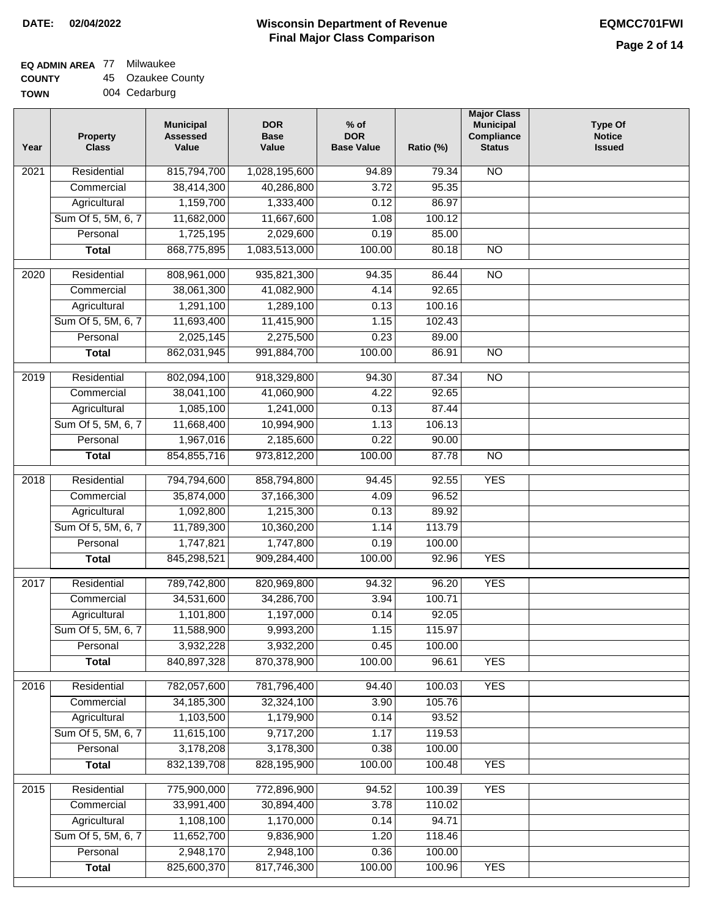**DATE: 02/04/2022**

# Wisconsin Department of Revenue
## Final Major Class Comparison

**EQMCC701FWI**

**EQ ADMIN AREA** 77 Milwaukee
**COUNTY** 45 Ozaukee County
**TOWN** 004 Cedarburg

| Year | Property Class | Municipal Assessed Value | DOR Base Value | % of DOR Base Value | Ratio (%) | Major Class Municipal Compliance Status | Type Of Notice Issued |
|---|---|---|---|---|---|---|---|
| 2021 | Residential | 815,794,700 | 1,028,195,600 | 94.89 | 79.34 | NO | |
| | Commercial | 38,414,300 | 40,286,800 | 3.72 | 95.35 | | |
| | Agricultural | 1,159,700 | 1,333,400 | 0.12 | 86.97 | | |
| | Sum Of 5, 5M, 6, 7 | 11,682,000 | 11,667,600 | 1.08 | 100.12 | | |
| | Personal | 1,725,195 | 2,029,600 | 0.19 | 85.00 | | |
| | **Total** | 868,775,895 | 1,083,513,000 | 100.00 | 80.18 | NO | |
| 2020 | Residential | 808,961,000 | 935,821,300 | 94.35 | 86.44 | NO | |
| | Commercial | 38,061,300 | 41,082,900 | 4.14 | 92.65 | | |
| | Agricultural | 1,291,100 | 1,289,100 | 0.13 | 100.16 | | |
| | Sum Of 5, 5M, 6, 7 | 11,693,400 | 11,415,900 | 1.15 | 102.43 | | |
| | Personal | 2,025,145 | 2,275,500 | 0.23 | 89.00 | | |
| | **Total** | 862,031,945 | 991,884,700 | 100.00 | 86.91 | NO | |
| 2019 | Residential | 802,094,100 | 918,329,800 | 94.30 | 87.34 | NO | |
| | Commercial | 38,041,100 | 41,060,900 | 4.22 | 92.65 | | |
| | Agricultural | 1,085,100 | 1,241,000 | 0.13 | 87.44 | | |
| | Sum Of 5, 5M, 6, 7 | 11,668,400 | 10,994,900 | 1.13 | 106.13 | | |
| | Personal | 1,967,016 | 2,185,600 | 0.22 | 90.00 | | |
| | **Total** | 854,855,716 | 973,812,200 | 100.00 | 87.78 | NO | |
| 2018 | Residential | 794,794,600 | 858,794,800 | 94.45 | 92.55 | YES | |
| | Commercial | 35,874,000 | 37,166,300 | 4.09 | 96.52 | | |
| | Agricultural | 1,092,800 | 1,215,300 | 0.13 | 89.92 | | |
| | Sum Of 5, 5M, 6, 7 | 11,789,300 | 10,360,200 | 1.14 | 113.79 | | |
| | Personal | 1,747,821 | 1,747,800 | 0.19 | 100.00 | | |
| | **Total** | 845,298,521 | 909,284,400 | 100.00 | 92.96 | YES | |
| 2017 | Residential | 789,742,800 | 820,969,800 | 94.32 | 96.20 | YES | |
| | Commercial | 34,531,600 | 34,286,700 | 3.94 | 100.71 | | |
| | Agricultural | 1,101,800 | 1,197,000 | 0.14 | 92.05 | | |
| | Sum Of 5, 5M, 6, 7 | 11,588,900 | 9,993,200 | 1.15 | 115.97 | | |
| | Personal | 3,932,228 | 3,932,200 | 0.45 | 100.00 | | |
| | **Total** | 840,897,328 | 870,378,900 | 100.00 | 96.61 | YES | |
| 2016 | Residential | 782,057,600 | 781,796,400 | 94.40 | 100.03 | YES | |
| | Commercial | 34,185,300 | 32,324,100 | 3.90 | 105.76 | | |
| | Agricultural | 1,103,500 | 1,179,900 | 0.14 | 93.52 | | |
| | Sum Of 5, 5M, 6, 7 | 11,615,100 | 9,717,200 | 1.17 | 119.53 | | |
| | Personal | 3,178,208 | 3,178,300 | 0.38 | 100.00 | | |
| | **Total** | 832,139,708 | 828,195,900 | 100.00 | 100.48 | YES | |
| 2015 | Residential | 775,900,000 | 772,896,900 | 94.52 | 100.39 | YES | |
| | Commercial | 33,991,400 | 30,894,400 | 3.78 | 110.02 | | |
| | Agricultural | 1,108,100 | 1,170,000 | 0.14 | 94.71 | | |
| | Sum Of 5, 5M, 6, 7 | 11,652,700 | 9,836,900 | 1.20 | 118.46 | | |
| | Personal | 2,948,170 | 2,948,100 | 0.36 | 100.00 | | |
| | **Total** | 825,600,370 | 817,746,300 | 100.00 | 100.96 | YES | |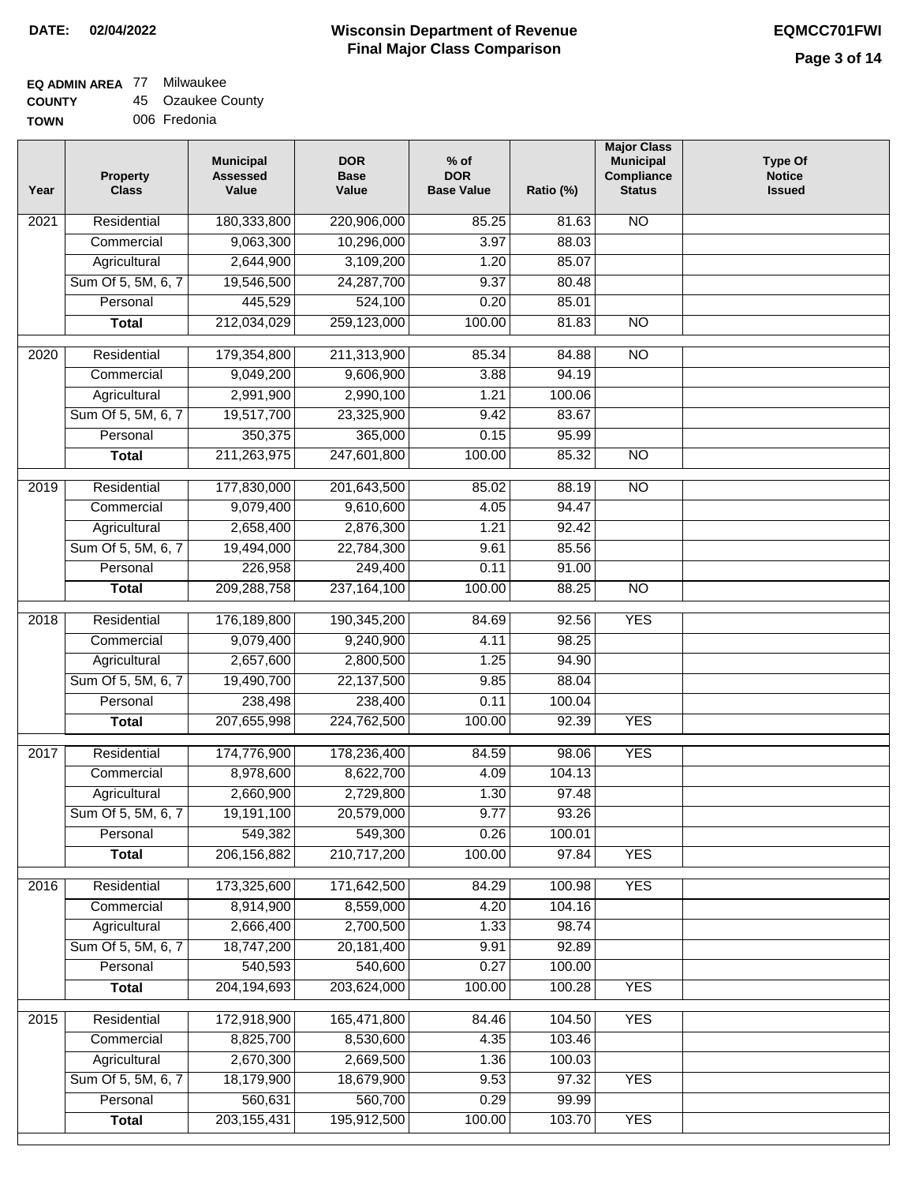**DATE: 02/04/2022**

# Wisconsin Department of Revenue
## Final Major Class Comparison

**EQMCC701FWI**

**EQ ADMIN AREA** 77 Milwaukee
**COUNTY** 45 Ozaukee County
**TOWN** 006 Fredonia

| Year | Property Class | Municipal Assessed Value | DOR Base Value | % of DOR Base Value | Ratio (%) | Major Class Municipal Compliance Status | Type Of Notice Issued |
|---|---|---|---|---|---|---|---|
| 2021 | Residential | 180,333,800 | 220,906,000 | 85.25 | 81.63 | NO | |
| | Commercial | 9,063,300 | 10,296,000 | 3.97 | 88.03 | | |
| | Agricultural | 2,644,900 | 3,109,200 | 1.20 | 85.07 | | |
| | Sum Of 5, 5M, 6, 7 | 19,546,500 | 24,287,700 | 9.37 | 80.48 | | |
| | Personal | 445,529 | 524,100 | 0.20 | 85.01 | | |
| | **Total** | 212,034,029 | 259,123,000 | 100.00 | 81.83 | NO | |
| 2020 | Residential | 179,354,800 | 211,313,900 | 85.34 | 84.88 | NO | |
| | Commercial | 9,049,200 | 9,606,900 | 3.88 | 94.19 | | |
| | Agricultural | 2,991,900 | 2,990,100 | 1.21 | 100.06 | | |
| | Sum Of 5, 5M, 6, 7 | 19,517,700 | 23,325,900 | 9.42 | 83.67 | | |
| | Personal | 350,375 | 365,000 | 0.15 | 95.99 | | |
| | **Total** | 211,263,975 | 247,601,800 | 100.00 | 85.32 | NO | |
| 2019 | Residential | 177,830,000 | 201,643,500 | 85.02 | 88.19 | NO | |
| | Commercial | 9,079,400 | 9,610,600 | 4.05 | 94.47 | | |
| | Agricultural | 2,658,400 | 2,876,300 | 1.21 | 92.42 | | |
| | Sum Of 5, 5M, 6, 7 | 19,494,000 | 22,784,300 | 9.61 | 85.56 | | |
| | Personal | 226,958 | 249,400 | 0.11 | 91.00 | | |
| | **Total** | 209,288,758 | 237,164,100 | 100.00 | 88.25 | NO | |
| 2018 | Residential | 176,189,800 | 190,345,200 | 84.69 | 92.56 | YES | |
| | Commercial | 9,079,400 | 9,240,900 | 4.11 | 98.25 | | |
| | Agricultural | 2,657,600 | 2,800,500 | 1.25 | 94.90 | | |
| | Sum Of 5, 5M, 6, 7 | 19,490,700 | 22,137,500 | 9.85 | 88.04 | | |
| | Personal | 238,498 | 238,400 | 0.11 | 100.04 | | |
| | **Total** | 207,655,998 | 224,762,500 | 100.00 | 92.39 | YES | |
| 2017 | Residential | 174,776,900 | 178,236,400 | 84.59 | 98.06 | YES | |
| | Commercial | 8,978,600 | 8,622,700 | 4.09 | 104.13 | | |
| | Agricultural | 2,660,900 | 2,729,800 | 1.30 | 97.48 | | |
| | Sum Of 5, 5M, 6, 7 | 19,191,100 | 20,579,000 | 9.77 | 93.26 | | |
| | Personal | 549,382 | 549,300 | 0.26 | 100.01 | | |
| | **Total** | 206,156,882 | 210,717,200 | 100.00 | 97.84 | YES | |
| 2016 | Residential | 173,325,600 | 171,642,500 | 84.29 | 100.98 | YES | |
| | Commercial | 8,914,900 | 8,559,000 | 4.20 | 104.16 | | |
| | Agricultural | 2,666,400 | 2,700,500 | 1.33 | 98.74 | | |
| | Sum Of 5, 5M, 6, 7 | 18,747,200 | 20,181,400 | 9.91 | 92.89 | | |
| | Personal | 540,593 | 540,600 | 0.27 | 100.00 | | |
| | **Total** | 204,194,693 | 203,624,000 | 100.00 | 100.28 | YES | |
| 2015 | Residential | 172,918,900 | 165,471,800 | 84.46 | 104.50 | YES | |
| | Commercial | 8,825,700 | 8,530,600 | 4.35 | 103.46 | | |
| | Agricultural | 2,670,300 | 2,669,500 | 1.36 | 100.03 | | |
| | Sum Of 5, 5M, 6, 7 | 18,179,900 | 18,679,900 | 9.53 | 97.32 | YES | |
| | Personal | 560,631 | 560,700 | 0.29 | 99.99 | | |
| | **Total** | 203,155,431 | 195,912,500 | 100.00 | 103.70 | YES | |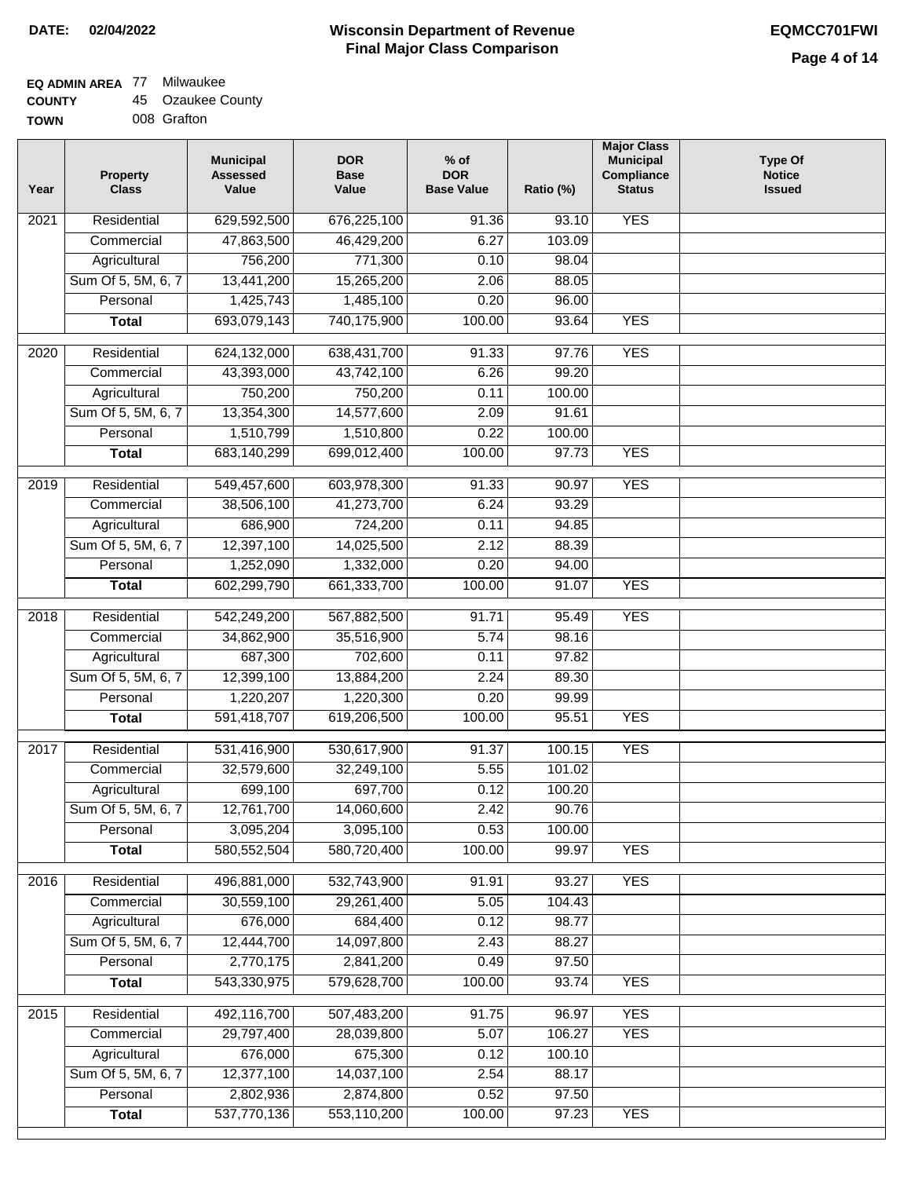**DATE: 02/04/2022**

# Wisconsin Department of Revenue
## Final Major Class Comparison

**EQMCC701FWI**

**EQ ADMIN AREA** 77 Milwaukee
**COUNTY** 45 Ozaukee County
**TOWN** 008 Grafton

| Year | Property Class | Municipal Assessed Value | DOR Base Value | % of DOR Base Value | Ratio (%) | Major Class Municipal Compliance Status | Type Of Notice Issued |
|---|---|---|---|---|---|---|---|
| 2021 | Residential | 629,592,500 | 676,225,100 | 91.36 | 93.10 | YES | |
| | Commercial | 47,863,500 | 46,429,200 | 6.27 | 103.09 | | |
| | Agricultural | 756,200 | 771,300 | 0.10 | 98.04 | | |
| | Sum Of 5, 5M, 6, 7 | 13,441,200 | 15,265,200 | 2.06 | 88.05 | | |
| | Personal | 1,425,743 | 1,485,100 | 0.20 | 96.00 | | |
| | **Total** | 693,079,143 | 740,175,900 | 100.00 | 93.64 | YES | |
| 2020 | Residential | 624,132,000 | 638,431,700 | 91.33 | 97.76 | YES | |
| | Commercial | 43,393,000 | 43,742,100 | 6.26 | 99.20 | | |
| | Agricultural | 750,200 | 750,200 | 0.11 | 100.00 | | |
| | Sum Of 5, 5M, 6, 7 | 13,354,300 | 14,577,600 | 2.09 | 91.61 | | |
| | Personal | 1,510,799 | 1,510,800 | 0.22 | 100.00 | | |
| | **Total** | 683,140,299 | 699,012,400 | 100.00 | 97.73 | YES | |
| 2019 | Residential | 549,457,600 | 603,978,300 | 91.33 | 90.97 | YES | |
| | Commercial | 38,506,100 | 41,273,700 | 6.24 | 93.29 | | |
| | Agricultural | 686,900 | 724,200 | 0.11 | 94.85 | | |
| | Sum Of 5, 5M, 6, 7 | 12,397,100 | 14,025,500 | 2.12 | 88.39 | | |
| | Personal | 1,252,090 | 1,332,000 | 0.20 | 94.00 | | |
| | **Total** | 602,299,790 | 661,333,700 | 100.00 | 91.07 | YES | |
| 2018 | Residential | 542,249,200 | 567,882,500 | 91.71 | 95.49 | YES | |
| | Commercial | 34,862,900 | 35,516,900 | 5.74 | 98.16 | | |
| | Agricultural | 687,300 | 702,600 | 0.11 | 97.82 | | |
| | Sum Of 5, 5M, 6, 7 | 12,399,100 | 13,884,200 | 2.24 | 89.30 | | |
| | Personal | 1,220,207 | 1,220,300 | 0.20 | 99.99 | | |
| | **Total** | 591,418,707 | 619,206,500 | 100.00 | 95.51 | YES | |
| 2017 | Residential | 531,416,900 | 530,617,900 | 91.37 | 100.15 | YES | |
| | Commercial | 32,579,600 | 32,249,100 | 5.55 | 101.02 | | |
| | Agricultural | 699,100 | 697,700 | 0.12 | 100.20 | | |
| | Sum Of 5, 5M, 6, 7 | 12,761,700 | 14,060,600 | 2.42 | 90.76 | | |
| | Personal | 3,095,204 | 3,095,100 | 0.53 | 100.00 | | |
| | **Total** | 580,552,504 | 580,720,400 | 100.00 | 99.97 | YES | |
| 2016 | Residential | 496,881,000 | 532,743,900 | 91.91 | 93.27 | YES | |
| | Commercial | 30,559,100 | 29,261,400 | 5.05 | 104.43 | | |
| | Agricultural | 676,000 | 684,400 | 0.12 | 98.77 | | |
| | Sum Of 5, 5M, 6, 7 | 12,444,700 | 14,097,800 | 2.43 | 88.27 | | |
| | Personal | 2,770,175 | 2,841,200 | 0.49 | 97.50 | | |
| | **Total** | 543,330,975 | 579,628,700 | 100.00 | 93.74 | YES | |
| 2015 | Residential | 492,116,700 | 507,483,200 | 91.75 | 96.97 | YES | |
| | Commercial | 29,797,400 | 28,039,800 | 5.07 | 106.27 | YES | |
| | Agricultural | 676,000 | 675,300 | 0.12 | 100.10 | | |
| | Sum Of 5, 5M, 6, 7 | 12,377,100 | 14,037,100 | 2.54 | 88.17 | | |
| | Personal | 2,802,936 | 2,874,800 | 0.52 | 97.50 | | |
| | **Total** | 537,770,136 | 553,110,200 | 100.00 | 97.23 | YES | |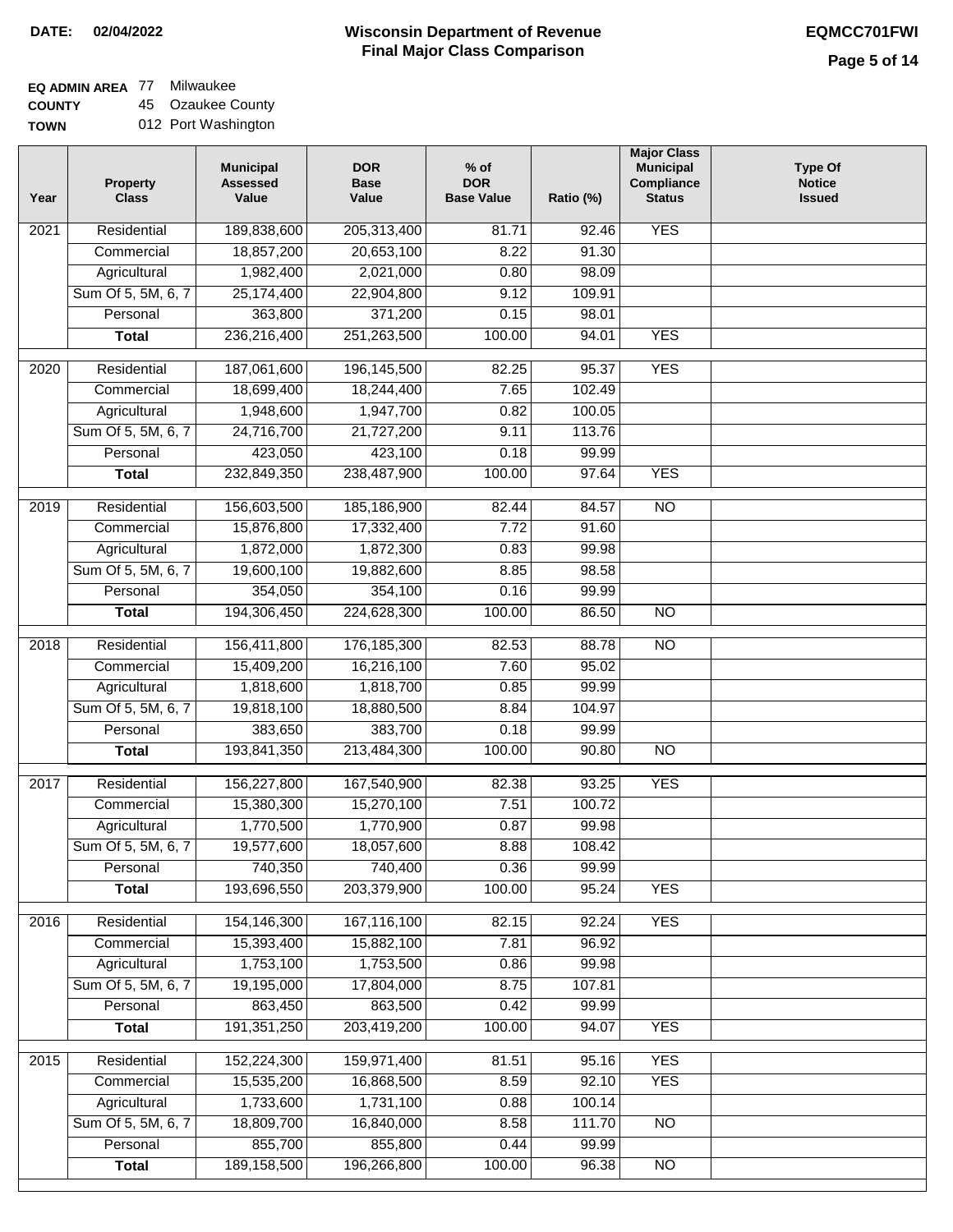**DATE: 02/04/2022**

# Wisconsin Department of Revenue
## Final Major Class Comparison

**EQMCC701FWI**

**EQ ADMIN AREA** 77 Milwaukee
**COUNTY** 45 Ozaukee County
**TOWN** 012 Port Washington

| Year | Property Class | Municipal Assessed Value | DOR Base Value | % of DOR Base Value | Ratio (%) | Major Class Municipal Compliance Status | Type Of Notice Issued |
|---|---|---|---|---|---|---|---|
| 2021 | Residential | 189,838,600 | 205,313,400 | 81.71 | 92.46 | YES | |
| | Commercial | 18,857,200 | 20,653,100 | 8.22 | 91.30 | | |
| | Agricultural | 1,982,400 | 2,021,000 | 0.80 | 98.09 | | |
| | Sum Of 5, 5M, 6, 7 | 25,174,400 | 22,904,800 | 9.12 | 109.91 | | |
| | Personal | 363,800 | 371,200 | 0.15 | 98.01 | | |
| | **Total** | 236,216,400 | 251,263,500 | 100.00 | 94.01 | YES | |
| 2020 | Residential | 187,061,600 | 196,145,500 | 82.25 | 95.37 | YES | |
| | Commercial | 18,699,400 | 18,244,400 | 7.65 | 102.49 | | |
| | Agricultural | 1,948,600 | 1,947,700 | 0.82 | 100.05 | | |
| | Sum Of 5, 5M, 6, 7 | 24,716,700 | 21,727,200 | 9.11 | 113.76 | | |
| | Personal | 423,050 | 423,100 | 0.18 | 99.99 | | |
| | **Total** | 232,849,350 | 238,487,900 | 100.00 | 97.64 | YES | |
| 2019 | Residential | 156,603,500 | 185,186,900 | 82.44 | 84.57 | NO | |
| | Commercial | 15,876,800 | 17,332,400 | 7.72 | 91.60 | | |
| | Agricultural | 1,872,000 | 1,872,300 | 0.83 | 99.98 | | |
| | Sum Of 5, 5M, 6, 7 | 19,600,100 | 19,882,600 | 8.85 | 98.58 | | |
| | Personal | 354,050 | 354,100 | 0.16 | 99.99 | | |
| | **Total** | 194,306,450 | 224,628,300 | 100.00 | 86.50 | NO | |
| 2018 | Residential | 156,411,800 | 176,185,300 | 82.53 | 88.78 | NO | |
| | Commercial | 15,409,200 | 16,216,100 | 7.60 | 95.02 | | |
| | Agricultural | 1,818,600 | 1,818,700 | 0.85 | 99.99 | | |
| | Sum Of 5, 5M, 6, 7 | 19,818,100 | 18,880,500 | 8.84 | 104.97 | | |
| | Personal | 383,650 | 383,700 | 0.18 | 99.99 | | |
| | **Total** | 193,841,350 | 213,484,300 | 100.00 | 90.80 | NO | |
| 2017 | Residential | 156,227,800 | 167,540,900 | 82.38 | 93.25 | YES | |
| | Commercial | 15,380,300 | 15,270,100 | 7.51 | 100.72 | | |
| | Agricultural | 1,770,500 | 1,770,900 | 0.87 | 99.98 | | |
| | Sum Of 5, 5M, 6, 7 | 19,577,600 | 18,057,600 | 8.88 | 108.42 | | |
| | Personal | 740,350 | 740,400 | 0.36 | 99.99 | | |
| | **Total** | 193,696,550 | 203,379,900 | 100.00 | 95.24 | YES | |
| 2016 | Residential | 154,146,300 | 167,116,100 | 82.15 | 92.24 | YES | |
| | Commercial | 15,393,400 | 15,882,100 | 7.81 | 96.92 | | |
| | Agricultural | 1,753,100 | 1,753,500 | 0.86 | 99.98 | | |
| | Sum Of 5, 5M, 6, 7 | 19,195,000 | 17,804,000 | 8.75 | 107.81 | | |
| | Personal | 863,450 | 863,500 | 0.42 | 99.99 | | |
| | **Total** | 191,351,250 | 203,419,200 | 100.00 | 94.07 | YES | |
| 2015 | Residential | 152,224,300 | 159,971,400 | 81.51 | 95.16 | YES | |
| | Commercial | 15,535,200 | 16,868,500 | 8.59 | 92.10 | YES | |
| | Agricultural | 1,733,600 | 1,731,100 | 0.88 | 100.14 | | |
| | Sum Of 5, 5M, 6, 7 | 18,809,700 | 16,840,000 | 8.58 | 111.70 | NO | |
| | Personal | 855,700 | 855,800 | 0.44 | 99.99 | | |
| | **Total** | 189,158,500 | 196,266,800 | 100.00 | 96.38 | NO | |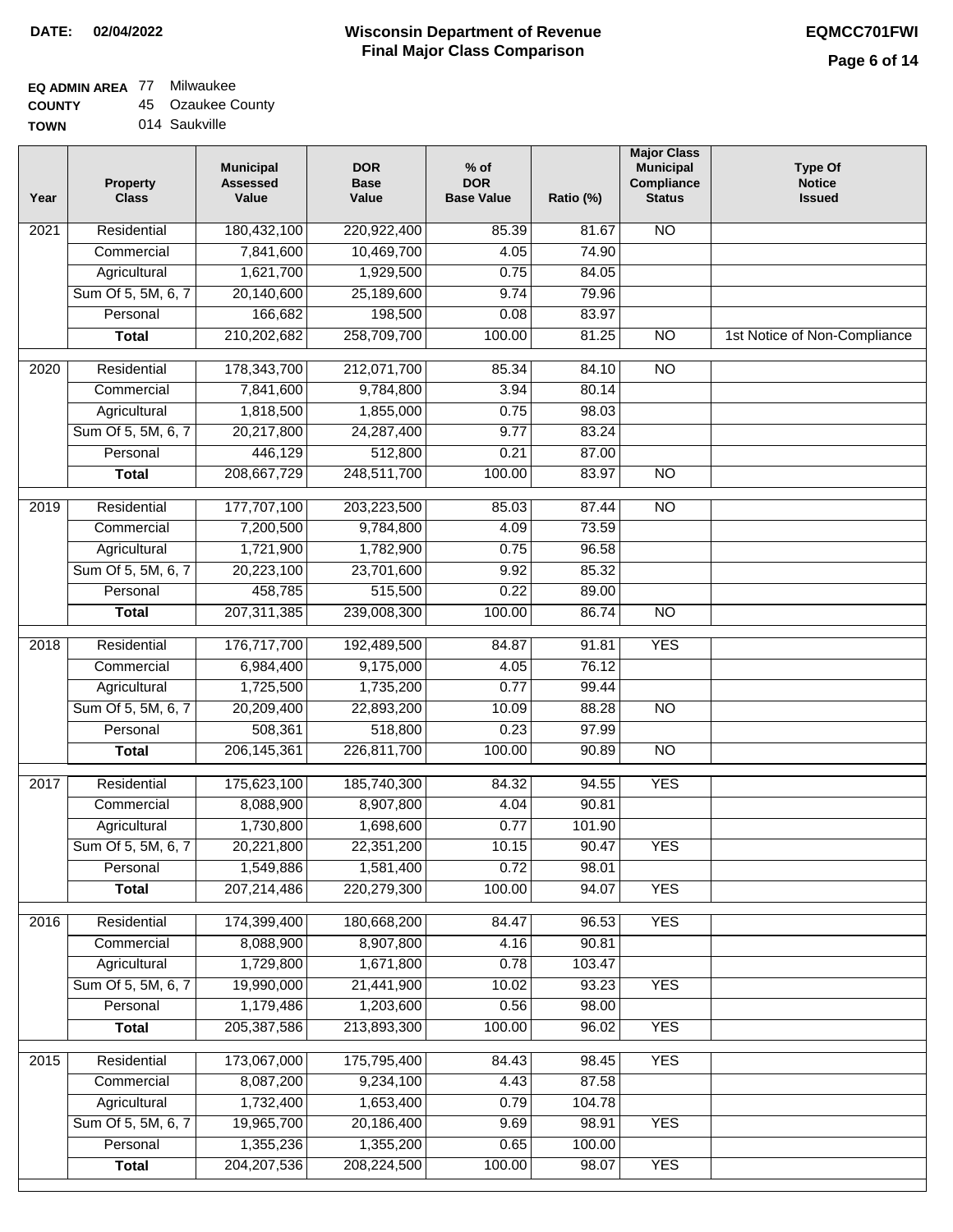**DATE: 02/04/2022**

# Wisconsin Department of Revenue
## Final Major Class Comparison

**EQMCC701FWI**

**EQ ADMIN AREA** 77 Milwaukee
**COUNTY** 45 Ozaukee County
**TOWN** 014 Saukville

| Year | Property Class | Municipal Assessed Value | DOR Base Value | % of DOR Base Value | Ratio (%) | Major Class Municipal Compliance Status | Type Of Notice Issued |
|---|---|---|---|---|---|---|---|
| 2021 | Residential | 180,432,100 | 220,922,400 | 85.39 | 81.67 | NO | |
| | Commercial | 7,841,600 | 10,469,700 | 4.05 | 74.90 | | |
| | Agricultural | 1,621,700 | 1,929,500 | 0.75 | 84.05 | | |
| | Sum Of 5, 5M, 6, 7 | 20,140,600 | 25,189,600 | 9.74 | 79.96 | | |
| | Personal | 166,682 | 198,500 | 0.08 | 83.97 | | |
| | **Total** | 210,202,682 | 258,709,700 | 100.00 | 81.25 | NO | 1st Notice of Non-Compliance |
| 2020 | Residential | 178,343,700 | 212,071,700 | 85.34 | 84.10 | NO | |
| | Commercial | 7,841,600 | 9,784,800 | 3.94 | 80.14 | | |
| | Agricultural | 1,818,500 | 1,855,000 | 0.75 | 98.03 | | |
| | Sum Of 5, 5M, 6, 7 | 20,217,800 | 24,287,400 | 9.77 | 83.24 | | |
| | Personal | 446,129 | 512,800 | 0.21 | 87.00 | | |
| | **Total** | 208,667,729 | 248,511,700 | 100.00 | 83.97 | NO | |
| 2019 | Residential | 177,707,100 | 203,223,500 | 85.03 | 87.44 | NO | |
| | Commercial | 7,200,500 | 9,784,800 | 4.09 | 73.59 | | |
| | Agricultural | 1,721,900 | 1,782,900 | 0.75 | 96.58 | | |
| | Sum Of 5, 5M, 6, 7 | 20,223,100 | 23,701,600 | 9.92 | 85.32 | | |
| | Personal | 458,785 | 515,500 | 0.22 | 89.00 | | |
| | **Total** | 207,311,385 | 239,008,300 | 100.00 | 86.74 | NO | |
| 2018 | Residential | 176,717,700 | 192,489,500 | 84.87 | 91.81 | YES | |
| | Commercial | 6,984,400 | 9,175,000 | 4.05 | 76.12 | | |
| | Agricultural | 1,725,500 | 1,735,200 | 0.77 | 99.44 | | |
| | Sum Of 5, 5M, 6, 7 | 20,209,400 | 22,893,200 | 10.09 | 88.28 | NO | |
| | Personal | 508,361 | 518,800 | 0.23 | 97.99 | | |
| | **Total** | 206,145,361 | 226,811,700 | 100.00 | 90.89 | NO | |
| 2017 | Residential | 175,623,100 | 185,740,300 | 84.32 | 94.55 | YES | |
| | Commercial | 8,088,900 | 8,907,800 | 4.04 | 90.81 | | |
| | Agricultural | 1,730,800 | 1,698,600 | 0.77 | 101.90 | | |
| | Sum Of 5, 5M, 6, 7 | 20,221,800 | 22,351,200 | 10.15 | 90.47 | YES | |
| | Personal | 1,549,886 | 1,581,400 | 0.72 | 98.01 | | |
| | **Total** | 207,214,486 | 220,279,300 | 100.00 | 94.07 | YES | |
| 2016 | Residential | 174,399,400 | 180,668,200 | 84.47 | 96.53 | YES | |
| | Commercial | 8,088,900 | 8,907,800 | 4.16 | 90.81 | | |
| | Agricultural | 1,729,800 | 1,671,800 | 0.78 | 103.47 | | |
| | Sum Of 5, 5M, 6, 7 | 19,990,000 | 21,441,900 | 10.02 | 93.23 | YES | |
| | Personal | 1,179,486 | 1,203,600 | 0.56 | 98.00 | | |
| | **Total** | 205,387,586 | 213,893,300 | 100.00 | 96.02 | YES | |
| 2015 | Residential | 173,067,000 | 175,795,400 | 84.43 | 98.45 | YES | |
| | Commercial | 8,087,200 | 9,234,100 | 4.43 | 87.58 | | |
| | Agricultural | 1,732,400 | 1,653,400 | 0.79 | 104.78 | | |
| | Sum Of 5, 5M, 6, 7 | 19,965,700 | 20,186,400 | 9.69 | 98.91 | YES | |
| | Personal | 1,355,236 | 1,355,200 | 0.65 | 100.00 | | |
| | **Total** | 204,207,536 | 208,224,500 | 100.00 | 98.07 | YES | |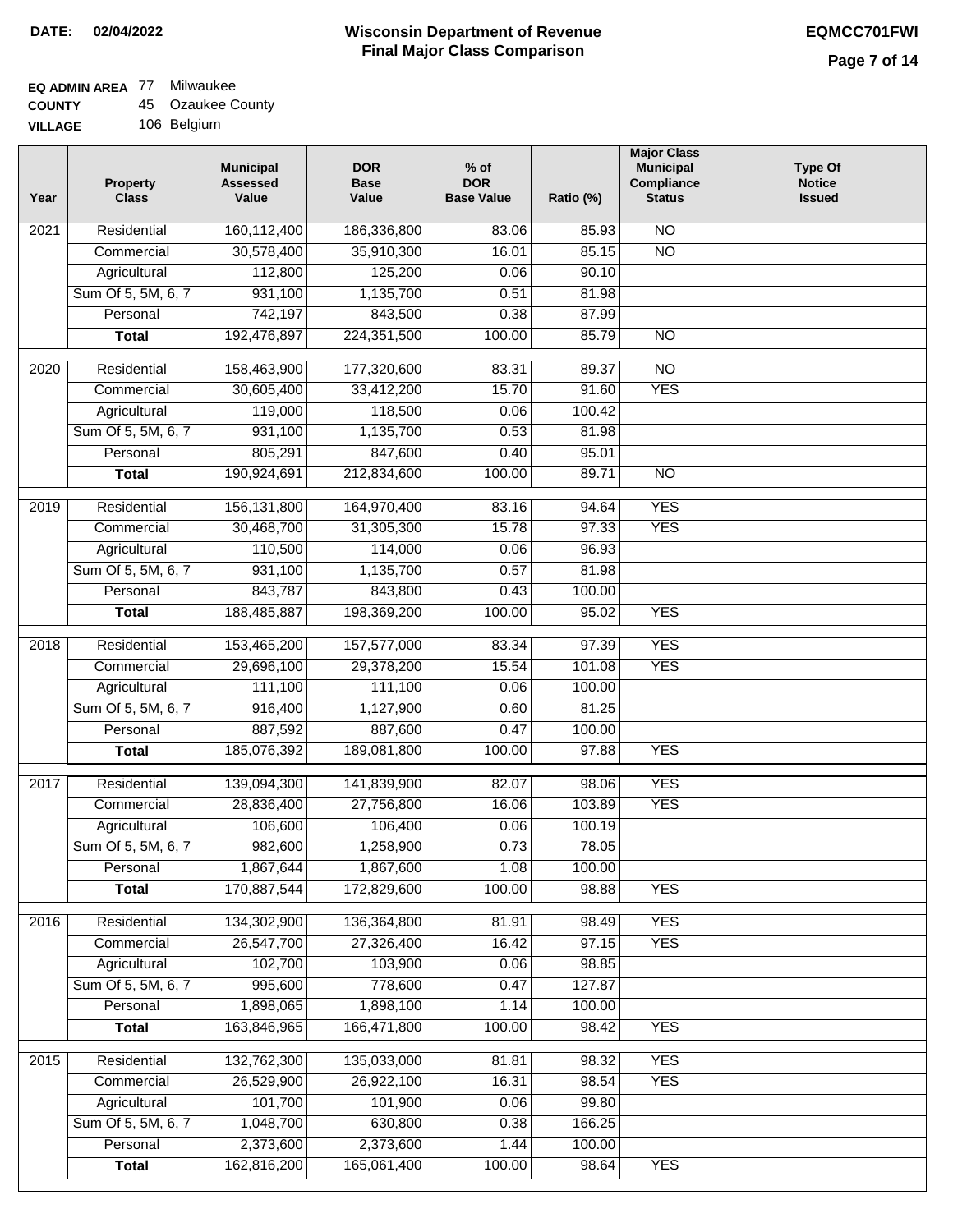**DATE:** 02/04/2022

# Wisconsin Department of Revenue
## Final Major Class Comparison

**EQMCC701FWI**

**EQ ADMIN AREA** 77 Milwaukee
**COUNTY** 45 Ozaukee County
**VILLAGE** 106 Belgium

| Year | Property Class | Municipal Assessed Value | DOR Base Value | % of DOR Base Value | Ratio (%) | Major Class Municipal Compliance Status | Type Of Notice Issued |
|---|---|---|---|---|---|---|---|
| 2021 | Residential | 160,112,400 | 186,336,800 | 83.06 | 85.93 | NO | |
| | Commercial | 30,578,400 | 35,910,300 | 16.01 | 85.15 | NO | |
| | Agricultural | 112,800 | 125,200 | 0.06 | 90.10 | | |
| | Sum Of 5, 5M, 6, 7 | 931,100 | 1,135,700 | 0.51 | 81.98 | | |
| | Personal | 742,197 | 843,500 | 0.38 | 87.99 | | |
| | **Total** | 192,476,897 | 224,351,500 | 100.00 | 85.79 | NO | |
| 2020 | Residential | 158,463,900 | 177,320,600 | 83.31 | 89.37 | NO | |
| | Commercial | 30,605,400 | 33,412,200 | 15.70 | 91.60 | YES | |
| | Agricultural | 119,000 | 118,500 | 0.06 | 100.42 | | |
| | Sum Of 5, 5M, 6, 7 | 931,100 | 1,135,700 | 0.53 | 81.98 | | |
| | Personal | 805,291 | 847,600 | 0.40 | 95.01 | | |
| | **Total** | 190,924,691 | 212,834,600 | 100.00 | 89.71 | NO | |
| 2019 | Residential | 156,131,800 | 164,970,400 | 83.16 | 94.64 | YES | |
| | Commercial | 30,468,700 | 31,305,300 | 15.78 | 97.33 | YES | |
| | Agricultural | 110,500 | 114,000 | 0.06 | 96.93 | | |
| | Sum Of 5, 5M, 6, 7 | 931,100 | 1,135,700 | 0.57 | 81.98 | | |
| | Personal | 843,787 | 843,800 | 0.43 | 100.00 | | |
| | **Total** | 188,485,887 | 198,369,200 | 100.00 | 95.02 | YES | |
| 2018 | Residential | 153,465,200 | 157,577,000 | 83.34 | 97.39 | YES | |
| | Commercial | 29,696,100 | 29,378,200 | 15.54 | 101.08 | YES | |
| | Agricultural | 111,100 | 111,100 | 0.06 | 100.00 | | |
| | Sum Of 5, 5M, 6, 7 | 916,400 | 1,127,900 | 0.60 | 81.25 | | |
| | Personal | 887,592 | 887,600 | 0.47 | 100.00 | | |
| | **Total** | 185,076,392 | 189,081,800 | 100.00 | 97.88 | YES | |
| 2017 | Residential | 139,094,300 | 141,839,900 | 82.07 | 98.06 | YES | |
| | Commercial | 28,836,400 | 27,756,800 | 16.06 | 103.89 | YES | |
| | Agricultural | 106,600 | 106,400 | 0.06 | 100.19 | | |
| | Sum Of 5, 5M, 6, 7 | 982,600 | 1,258,900 | 0.73 | 78.05 | | |
| | Personal | 1,867,644 | 1,867,600 | 1.08 | 100.00 | | |
| | **Total** | 170,887,544 | 172,829,600 | 100.00 | 98.88 | YES | |
| 2016 | Residential | 134,302,900 | 136,364,800 | 81.91 | 98.49 | YES | |
| | Commercial | 26,547,700 | 27,326,400 | 16.42 | 97.15 | YES | |
| | Agricultural | 102,700 | 103,900 | 0.06 | 98.85 | | |
| | Sum Of 5, 5M, 6, 7 | 995,600 | 778,600 | 0.47 | 127.87 | | |
| | Personal | 1,898,065 | 1,898,100 | 1.14 | 100.00 | | |
| | **Total** | 163,846,965 | 166,471,800 | 100.00 | 98.42 | YES | |
| 2015 | Residential | 132,762,300 | 135,033,000 | 81.81 | 98.32 | YES | |
| | Commercial | 26,529,900 | 26,922,100 | 16.31 | 98.54 | YES | |
| | Agricultural | 101,700 | 101,900 | 0.06 | 99.80 | | |
| | Sum Of 5, 5M, 6, 7 | 1,048,700 | 630,800 | 0.38 | 166.25 | | |
| | Personal | 2,373,600 | 2,373,600 | 1.44 | 100.00 | | |
| | **Total** | 162,816,200 | 165,061,400 | 100.00 | 98.64 | YES | |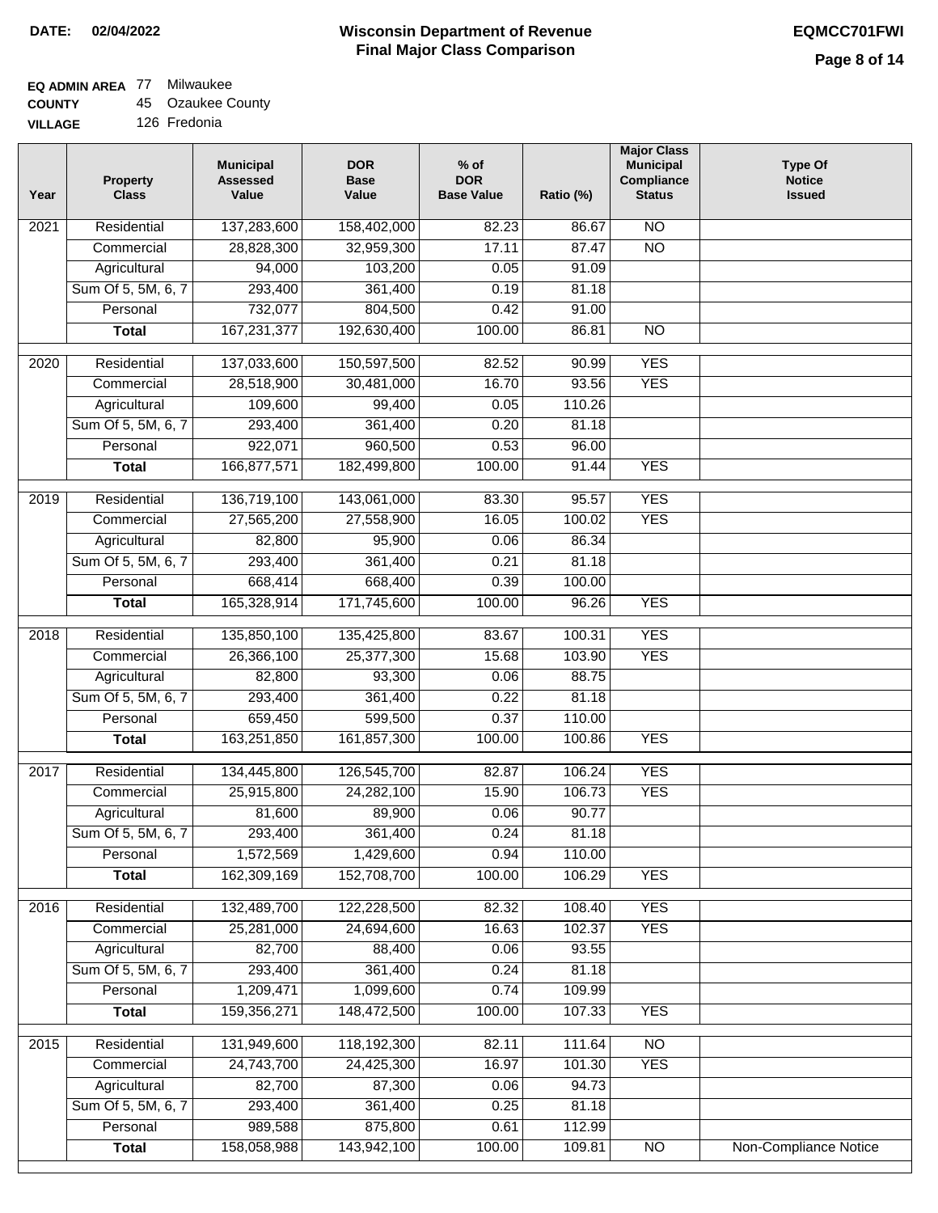**DATE: 02/04/2022**

# Wisconsin Department of Revenue
## Final Major Class Comparison

**EQMCC701FWI**

**EQ ADMIN AREA** 77 Milwaukee
**COUNTY** 45 Ozaukee County
**VILLAGE** 126 Fredonia

| Year | Property Class | Municipal Assessed Value | DOR Base Value | % of DOR Base Value | Ratio (%) | Major Class Municipal Compliance Status | Type Of Notice Issued |
|---|---|---|---|---|---|---|---|
| 2021 | Residential | 137,283,600 | 158,402,000 | 82.23 | 86.67 | NO | |
| | Commercial | 28,828,300 | 32,959,300 | 17.11 | 87.47 | NO | |
| | Agricultural | 94,000 | 103,200 | 0.05 | 91.09 | | |
| | Sum Of 5, 5M, 6, 7 | 293,400 | 361,400 | 0.19 | 81.18 | | |
| | Personal | 732,077 | 804,500 | 0.42 | 91.00 | | |
| | **Total** | 167,231,377 | 192,630,400 | 100.00 | 86.81 | NO | |
| 2020 | Residential | 137,033,600 | 150,597,500 | 82.52 | 90.99 | YES | |
| | Commercial | 28,518,900 | 30,481,000 | 16.70 | 93.56 | YES | |
| | Agricultural | 109,600 | 99,400 | 0.05 | 110.26 | | |
| | Sum Of 5, 5M, 6, 7 | 293,400 | 361,400 | 0.20 | 81.18 | | |
| | Personal | 922,071 | 960,500 | 0.53 | 96.00 | | |
| | **Total** | 166,877,571 | 182,499,800 | 100.00 | 91.44 | YES | |
| 2019 | Residential | 136,719,100 | 143,061,000 | 83.30 | 95.57 | YES | |
| | Commercial | 27,565,200 | 27,558,900 | 16.05 | 100.02 | YES | |
| | Agricultural | 82,800 | 95,900 | 0.06 | 86.34 | | |
| | Sum Of 5, 5M, 6, 7 | 293,400 | 361,400 | 0.21 | 81.18 | | |
| | Personal | 668,414 | 668,400 | 0.39 | 100.00 | | |
| | **Total** | 165,328,914 | 171,745,600 | 100.00 | 96.26 | YES | |
| 2018 | Residential | 135,850,100 | 135,425,800 | 83.67 | 100.31 | YES | |
| | Commercial | 26,366,100 | 25,377,300 | 15.68 | 103.90 | YES | |
| | Agricultural | 82,800 | 93,300 | 0.06 | 88.75 | | |
| | Sum Of 5, 5M, 6, 7 | 293,400 | 361,400 | 0.22 | 81.18 | | |
| | Personal | 659,450 | 599,500 | 0.37 | 110.00 | | |
| | **Total** | 163,251,850 | 161,857,300 | 100.00 | 100.86 | YES | |
| 2017 | Residential | 134,445,800 | 126,545,700 | 82.87 | 106.24 | YES | |
| | Commercial | 25,915,800 | 24,282,100 | 15.90 | 106.73 | YES | |
| | Agricultural | 81,600 | 89,900 | 0.06 | 90.77 | | |
| | Sum Of 5, 5M, 6, 7 | 293,400 | 361,400 | 0.24 | 81.18 | | |
| | Personal | 1,572,569 | 1,429,600 | 0.94 | 110.00 | | |
| | **Total** | 162,309,169 | 152,708,700 | 100.00 | 106.29 | YES | |
| 2016 | Residential | 132,489,700 | 122,228,500 | 82.32 | 108.40 | YES | |
| | Commercial | 25,281,000 | 24,694,600 | 16.63 | 102.37 | YES | |
| | Agricultural | 82,700 | 88,400 | 0.06 | 93.55 | | |
| | Sum Of 5, 5M, 6, 7 | 293,400 | 361,400 | 0.24 | 81.18 | | |
| | Personal | 1,209,471 | 1,099,600 | 0.74 | 109.99 | | |
| | **Total** | 159,356,271 | 148,472,500 | 100.00 | 107.33 | YES | |
| 2015 | Residential | 131,949,600 | 118,192,300 | 82.11 | 111.64 | NO | |
| | Commercial | 24,743,700 | 24,425,300 | 16.97 | 101.30 | YES | |
| | Agricultural | 82,700 | 87,300 | 0.06 | 94.73 | | |
| | Sum Of 5, 5M, 6, 7 | 293,400 | 361,400 | 0.25 | 81.18 | | |
| | Personal | 989,588 | 875,800 | 0.61 | 112.99 | | |
| | **Total** | 158,058,988 | 143,942,100 | 100.00 | 109.81 | NO | Non-Compliance Notice |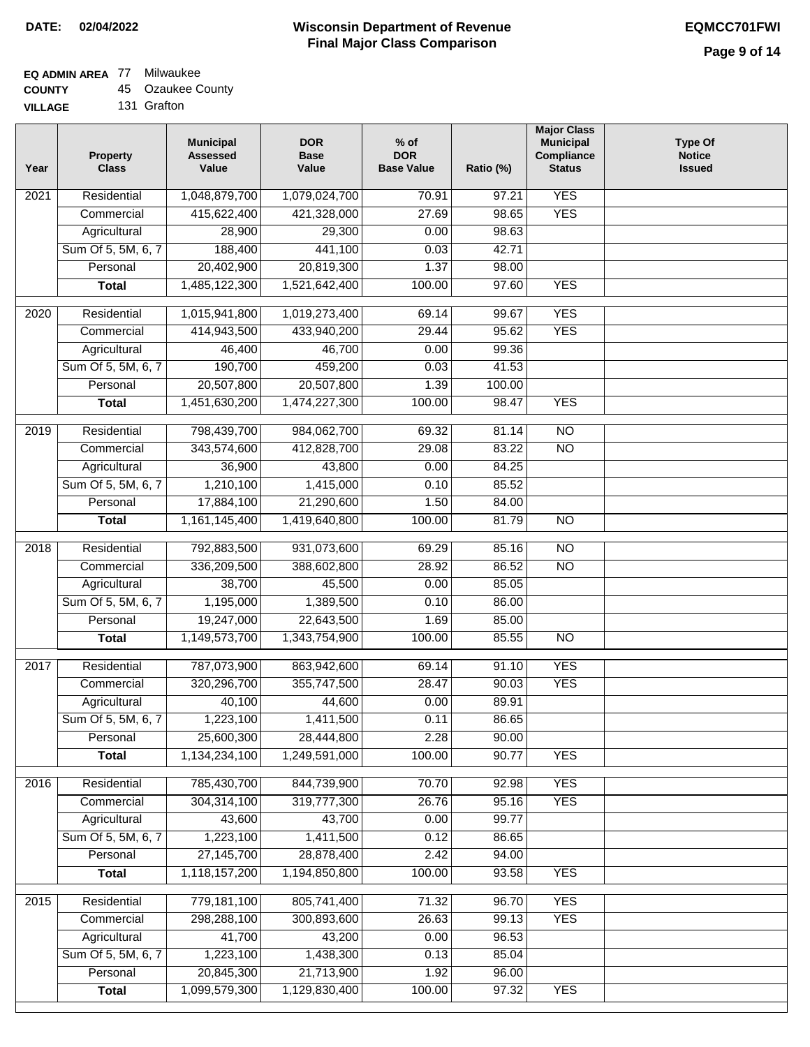**DATE:** 02/04/2022

# Wisconsin Department of Revenue
## Final Major Class Comparison

**EQMCC701FWI**

**EQ ADMIN AREA** 77 Milwaukee
**COUNTY** 45 Ozaukee County
**VILLAGE** 131 Grafton

| Year | Property Class | Municipal Assessed Value | DOR Base Value | % of DOR Base Value | Ratio (%) | Major Class Municipal Compliance Status | Type Of Notice Issued |
|---|---|---|---|---|---|---|---|
| 2021 | Residential | 1,048,879,700 | 1,079,024,700 | 70.91 | 97.21 | YES | |
| | Commercial | 415,622,400 | 421,328,000 | 27.69 | 98.65 | YES | |
| | Agricultural | 28,900 | 29,300 | 0.00 | 98.63 | | |
| | Sum Of 5, 5M, 6, 7 | 188,400 | 441,100 | 0.03 | 42.71 | | |
| | Personal | 20,402,900 | 20,819,300 | 1.37 | 98.00 | | |
| | **Total** | 1,485,122,300 | 1,521,642,400 | 100.00 | 97.60 | YES | |
| 2020 | Residential | 1,015,941,800 | 1,019,273,400 | 69.14 | 99.67 | YES | |
| | Commercial | 414,943,500 | 433,940,200 | 29.44 | 95.62 | YES | |
| | Agricultural | 46,400 | 46,700 | 0.00 | 99.36 | | |
| | Sum Of 5, 5M, 6, 7 | 190,700 | 459,200 | 0.03 | 41.53 | | |
| | Personal | 20,507,800 | 20,507,800 | 1.39 | 100.00 | | |
| | **Total** | 1,451,630,200 | 1,474,227,300 | 100.00 | 98.47 | YES | |
| 2019 | Residential | 798,439,700 | 984,062,700 | 69.32 | 81.14 | NO | |
| | Commercial | 343,574,600 | 412,828,700 | 29.08 | 83.22 | NO | |
| | Agricultural | 36,900 | 43,800 | 0.00 | 84.25 | | |
| | Sum Of 5, 5M, 6, 7 | 1,210,100 | 1,415,000 | 0.10 | 85.52 | | |
| | Personal | 17,884,100 | 21,290,600 | 1.50 | 84.00 | | |
| | **Total** | 1,161,145,400 | 1,419,640,800 | 100.00 | 81.79 | NO | |
| 2018 | Residential | 792,883,500 | 931,073,600 | 69.29 | 85.16 | NO | |
| | Commercial | 336,209,500 | 388,602,800 | 28.92 | 86.52 | NO | |
| | Agricultural | 38,700 | 45,500 | 0.00 | 85.05 | | |
| | Sum Of 5, 5M, 6, 7 | 1,195,000 | 1,389,500 | 0.10 | 86.00 | | |
| | Personal | 19,247,000 | 22,643,500 | 1.69 | 85.00 | | |
| | **Total** | 1,149,573,700 | 1,343,754,900 | 100.00 | 85.55 | NO | |
| 2017 | Residential | 787,073,900 | 863,942,600 | 69.14 | 91.10 | YES | |
| | Commercial | 320,296,700 | 355,747,500 | 28.47 | 90.03 | YES | |
| | Agricultural | 40,100 | 44,600 | 0.00 | 89.91 | | |
| | Sum Of 5, 5M, 6, 7 | 1,223,100 | 1,411,500 | 0.11 | 86.65 | | |
| | Personal | 25,600,300 | 28,444,800 | 2.28 | 90.00 | | |
| | **Total** | 1,134,234,100 | 1,249,591,000 | 100.00 | 90.77 | YES | |
| 2016 | Residential | 785,430,700 | 844,739,900 | 70.70 | 92.98 | YES | |
| | Commercial | 304,314,100 | 319,777,300 | 26.76 | 95.16 | YES | |
| | Agricultural | 43,600 | 43,700 | 0.00 | 99.77 | | |
| | Sum Of 5, 5M, 6, 7 | 1,223,100 | 1,411,500 | 0.12 | 86.65 | | |
| | Personal | 27,145,700 | 28,878,400 | 2.42 | 94.00 | | |
| | **Total** | 1,118,157,200 | 1,194,850,800 | 100.00 | 93.58 | YES | |
| 2015 | Residential | 779,181,100 | 805,741,400 | 71.32 | 96.70 | YES | |
| | Commercial | 298,288,100 | 300,893,600 | 26.63 | 99.13 | YES | |
| | Agricultural | 41,700 | 43,200 | 0.00 | 96.53 | | |
| | Sum Of 5, 5M, 6, 7 | 1,223,100 | 1,438,300 | 0.13 | 85.04 | | |
| | Personal | 20,845,300 | 21,713,900 | 1.92 | 96.00 | | |
| | **Total** | 1,099,579,300 | 1,129,830,400 | 100.00 | 97.32 | YES | |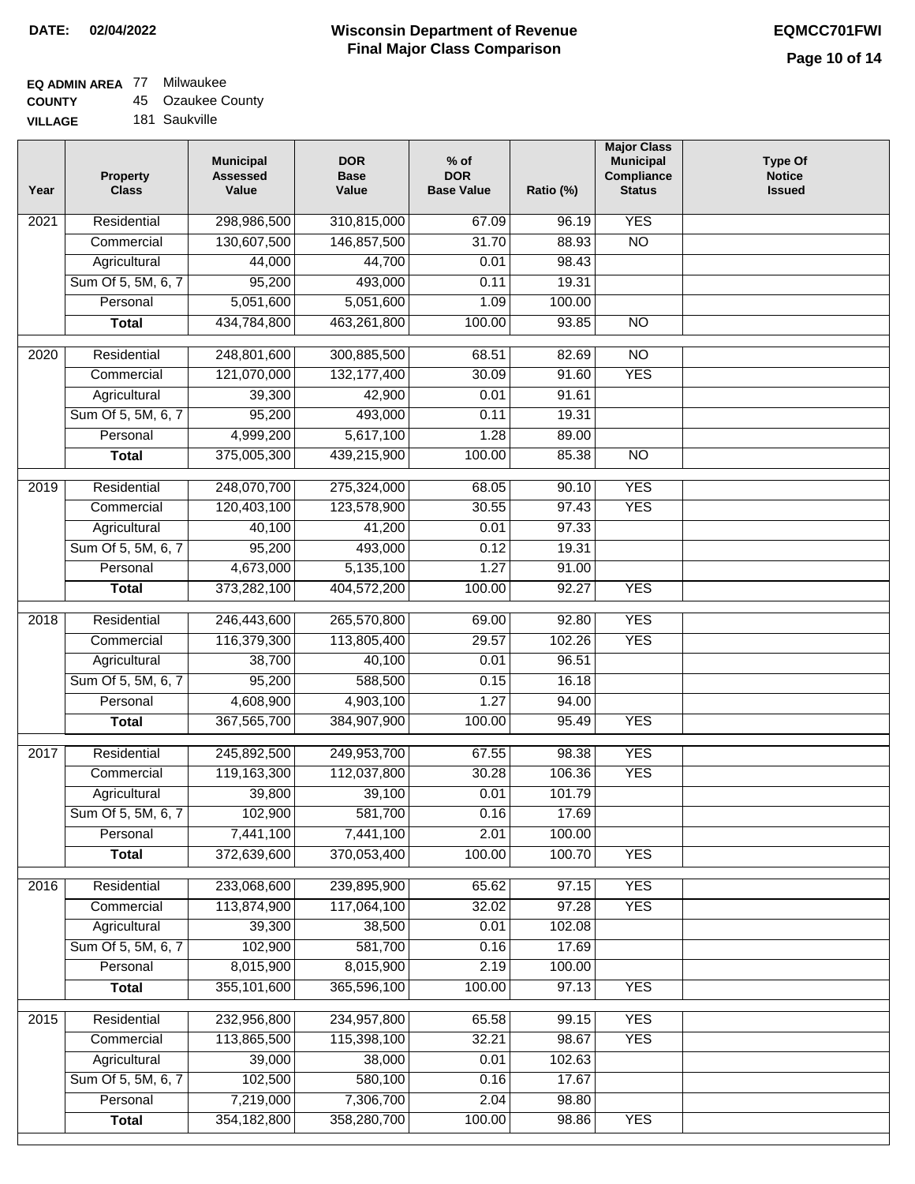**DATE: 02/04/2022**

# Wisconsin Department of Revenue
## Final Major Class Comparison

**EQMCC701FWI**

**EQ ADMIN AREA** 77 Milwaukee
**COUNTY** 45 Ozaukee County
**VILLAGE** 181 Saukville

| Year | Property Class | Municipal Assessed Value | DOR Base Value | % of DOR Base Value | Ratio (%) | Major Class Municipal Compliance Status | Type Of Notice Issued |
|---|---|---|---|---|---|---|---|
| 2021 | Residential | 298,986,500 | 310,815,000 | 67.09 | 96.19 | YES | |
| | Commercial | 130,607,500 | 146,857,500 | 31.70 | 88.93 | NO | |
| | Agricultural | 44,000 | 44,700 | 0.01 | 98.43 | | |
| | Sum Of 5, 5M, 6, 7 | 95,200 | 493,000 | 0.11 | 19.31 | | |
| | Personal | 5,051,600 | 5,051,600 | 1.09 | 100.00 | | |
| | **Total** | 434,784,800 | 463,261,800 | 100.00 | 93.85 | NO | |
| 2020 | Residential | 248,801,600 | 300,885,500 | 68.51 | 82.69 | NO | |
| | Commercial | 121,070,000 | 132,177,400 | 30.09 | 91.60 | YES | |
| | Agricultural | 39,300 | 42,900 | 0.01 | 91.61 | | |
| | Sum Of 5, 5M, 6, 7 | 95,200 | 493,000 | 0.11 | 19.31 | | |
| | Personal | 4,999,200 | 5,617,100 | 1.28 | 89.00 | | |
| | **Total** | 375,005,300 | 439,215,900 | 100.00 | 85.38 | NO | |
| 2019 | Residential | 248,070,700 | 275,324,000 | 68.05 | 90.10 | YES | |
| | Commercial | 120,403,100 | 123,578,900 | 30.55 | 97.43 | YES | |
| | Agricultural | 40,100 | 41,200 | 0.01 | 97.33 | | |
| | Sum Of 5, 5M, 6, 7 | 95,200 | 493,000 | 0.12 | 19.31 | | |
| | Personal | 4,673,000 | 5,135,100 | 1.27 | 91.00 | | |
| | **Total** | 373,282,100 | 404,572,200 | 100.00 | 92.27 | YES | |
| 2018 | Residential | 246,443,600 | 265,570,800 | 69.00 | 92.80 | YES | |
| | Commercial | 116,379,300 | 113,805,400 | 29.57 | 102.26 | YES | |
| | Agricultural | 38,700 | 40,100 | 0.01 | 96.51 | | |
| | Sum Of 5, 5M, 6, 7 | 95,200 | 588,500 | 0.15 | 16.18 | | |
| | Personal | 4,608,900 | 4,903,100 | 1.27 | 94.00 | | |
| | **Total** | 367,565,700 | 384,907,900 | 100.00 | 95.49 | YES | |
| 2017 | Residential | 245,892,500 | 249,953,700 | 67.55 | 98.38 | YES | |
| | Commercial | 119,163,300 | 112,037,800 | 30.28 | 106.36 | YES | |
| | Agricultural | 39,800 | 39,100 | 0.01 | 101.79 | | |
| | Sum Of 5, 5M, 6, 7 | 102,900 | 581,700 | 0.16 | 17.69 | | |
| | Personal | 7,441,100 | 7,441,100 | 2.01 | 100.00 | | |
| | **Total** | 372,639,600 | 370,053,400 | 100.00 | 100.70 | YES | |
| 2016 | Residential | 233,068,600 | 239,895,900 | 65.62 | 97.15 | YES | |
| | Commercial | 113,874,900 | 117,064,100 | 32.02 | 97.28 | YES | |
| | Agricultural | 39,300 | 38,500 | 0.01 | 102.08 | | |
| | Sum Of 5, 5M, 6, 7 | 102,900 | 581,700 | 0.16 | 17.69 | | |
| | Personal | 8,015,900 | 8,015,900 | 2.19 | 100.00 | | |
| | **Total** | 355,101,600 | 365,596,100 | 100.00 | 97.13 | YES | |
| 2015 | Residential | 232,956,800 | 234,957,800 | 65.58 | 99.15 | YES | |
| | Commercial | 113,865,500 | 115,398,100 | 32.21 | 98.67 | YES | |
| | Agricultural | 39,000 | 38,000 | 0.01 | 102.63 | | |
| | Sum Of 5, 5M, 6, 7 | 102,500 | 580,100 | 0.16 | 17.67 | | |
| | Personal | 7,219,000 | 7,306,700 | 2.04 | 98.80 | | |
| | **Total** | 354,182,800 | 358,280,700 | 100.00 | 98.86 | YES | |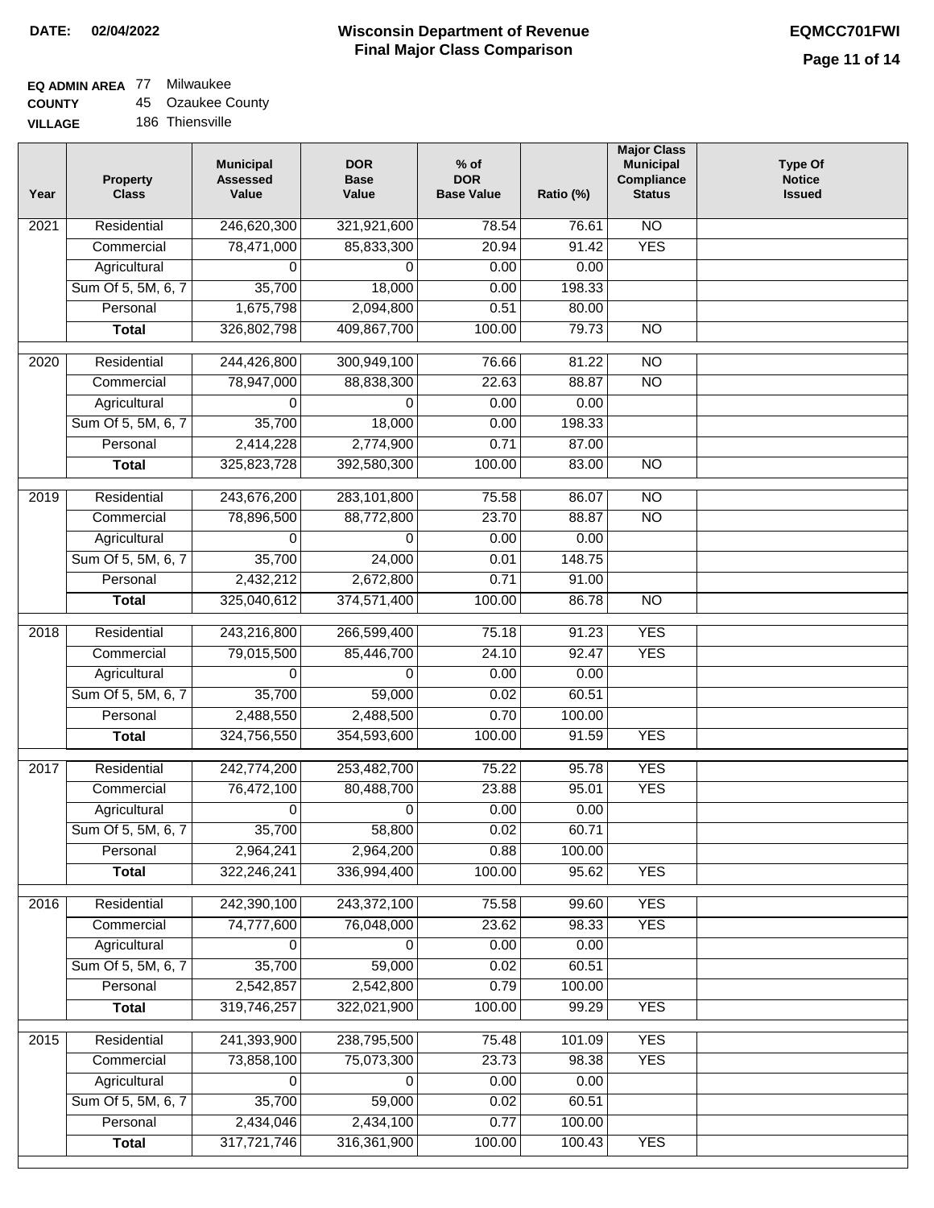**DATE:** 02/04/2022

# Wisconsin Department of Revenue
## Final Major Class Comparison

**EQMCC701FWI**

**EQ ADMIN AREA** 77 Milwaukee
**COUNTY** 45 Ozaukee County
**VILLAGE** 186 Thiensville

| Year | Property Class | Municipal Assessed Value | DOR Base Value | % of DOR Base Value | Ratio (%) | Major Class Municipal Compliance Status | Type Of Notice Issued |
|---|---|---|---|---|---|---|---|
| 2021 | Residential | 246,620,300 | 321,921,600 | 78.54 | 76.61 | NO | |
| | Commercial | 78,471,000 | 85,833,300 | 20.94 | 91.42 | YES | |
| | Agricultural | 0 | 0 | 0.00 | 0.00 | | |
| | Sum Of 5, 5M, 6, 7 | 35,700 | 18,000 | 0.00 | 198.33 | | |
| | Personal | 1,675,798 | 2,094,800 | 0.51 | 80.00 | | |
| | **Total** | 326,802,798 | 409,867,700 | 100.00 | 79.73 | NO | |
| 2020 | Residential | 244,426,800 | 300,949,100 | 76.66 | 81.22 | NO | |
| | Commercial | 78,947,000 | 88,838,300 | 22.63 | 88.87 | NO | |
| | Agricultural | 0 | 0 | 0.00 | 0.00 | | |
| | Sum Of 5, 5M, 6, 7 | 35,700 | 18,000 | 0.00 | 198.33 | | |
| | Personal | 2,414,228 | 2,774,900 | 0.71 | 87.00 | | |
| | **Total** | 325,823,728 | 392,580,300 | 100.00 | 83.00 | NO | |
| 2019 | Residential | 243,676,200 | 283,101,800 | 75.58 | 86.07 | NO | |
| | Commercial | 78,896,500 | 88,772,800 | 23.70 | 88.87 | NO | |
| | Agricultural | 0 | 0 | 0.00 | 0.00 | | |
| | Sum Of 5, 5M, 6, 7 | 35,700 | 24,000 | 0.01 | 148.75 | | |
| | Personal | 2,432,212 | 2,672,800 | 0.71 | 91.00 | | |
| | **Total** | 325,040,612 | 374,571,400 | 100.00 | 86.78 | NO | |
| 2018 | Residential | 243,216,800 | 266,599,400 | 75.18 | 91.23 | YES | |
| | Commercial | 79,015,500 | 85,446,700 | 24.10 | 92.47 | YES | |
| | Agricultural | 0 | 0 | 0.00 | 0.00 | | |
| | Sum Of 5, 5M, 6, 7 | 35,700 | 59,000 | 0.02 | 60.51 | | |
| | Personal | 2,488,550 | 2,488,500 | 0.70 | 100.00 | | |
| | **Total** | 324,756,550 | 354,593,600 | 100.00 | 91.59 | YES | |
| 2017 | Residential | 242,774,200 | 253,482,700 | 75.22 | 95.78 | YES | |
| | Commercial | 76,472,100 | 80,488,700 | 23.88 | 95.01 | YES | |
| | Agricultural | 0 | 0 | 0.00 | 0.00 | | |
| | Sum Of 5, 5M, 6, 7 | 35,700 | 58,800 | 0.02 | 60.71 | | |
| | Personal | 2,964,241 | 2,964,200 | 0.88 | 100.00 | | |
| | **Total** | 322,246,241 | 336,994,400 | 100.00 | 95.62 | YES | |
| 2016 | Residential | 242,390,100 | 243,372,100 | 75.58 | 99.60 | YES | |
| | Commercial | 74,777,600 | 76,048,000 | 23.62 | 98.33 | YES | |
| | Agricultural | 0 | 0 | 0.00 | 0.00 | | |
| | Sum Of 5, 5M, 6, 7 | 35,700 | 59,000 | 0.02 | 60.51 | | |
| | Personal | 2,542,857 | 2,542,800 | 0.79 | 100.00 | | |
| | **Total** | 319,746,257 | 322,021,900 | 100.00 | 99.29 | YES | |
| 2015 | Residential | 241,393,900 | 238,795,500 | 75.48 | 101.09 | YES | |
| | Commercial | 73,858,100 | 75,073,300 | 23.73 | 98.38 | YES | |
| | Agricultural | 0 | 0 | 0.00 | 0.00 | | |
| | Sum Of 5, 5M, 6, 7 | 35,700 | 59,000 | 0.02 | 60.51 | | |
| | Personal | 2,434,046 | 2,434,100 | 0.77 | 100.00 | | |
| | **Total** | 317,721,746 | 316,361,900 | 100.00 | 100.43 | YES | |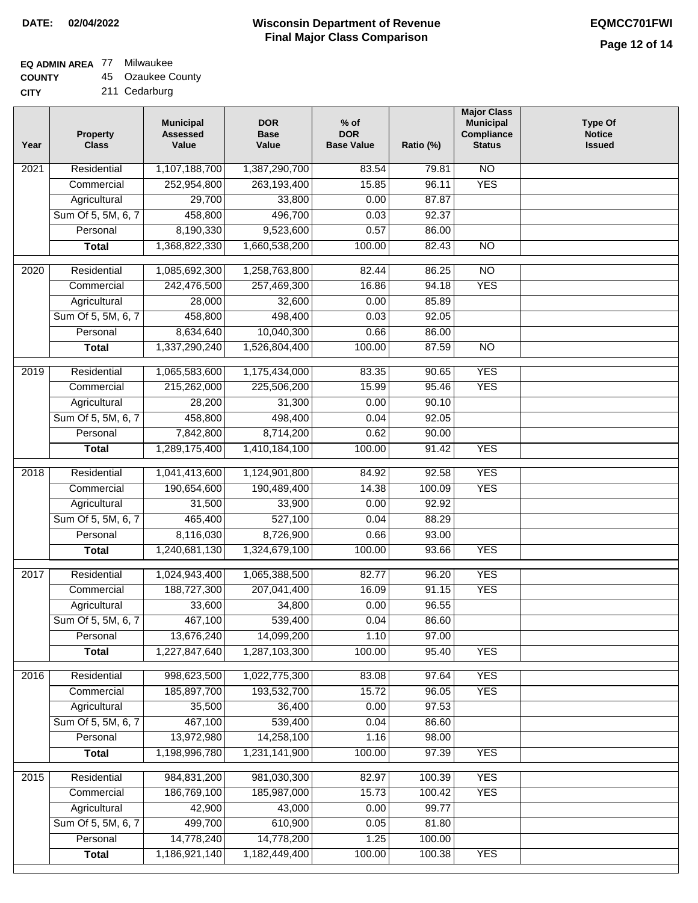**DATE: 02/04/2022**

# Wisconsin Department of Revenue
## Final Major Class Comparison

**EQMCC701FWI**

**EQ ADMIN AREA** 77 Milwaukee
**COUNTY** 45 Ozaukee County
**CITY** 211 Cedarburg

| Year | Property Class | Municipal Assessed Value | DOR Base Value | % of DOR Base Value | Ratio (%) | Major Class Municipal Compliance Status | Type Of Notice Issued |
|---|---|---|---|---|---|---|---|
| 2021 | Residential | 1,107,188,700 | 1,387,290,700 | 83.54 | 79.81 | NO | |
| | Commercial | 252,954,800 | 263,193,400 | 15.85 | 96.11 | YES | |
| | Agricultural | 29,700 | 33,800 | 0.00 | 87.87 | | |
| | Sum Of 5, 5M, 6, 7 | 458,800 | 496,700 | 0.03 | 92.37 | | |
| | Personal | 8,190,330 | 9,523,600 | 0.57 | 86.00 | | |
| | **Total** | 1,368,822,330 | 1,660,538,200 | 100.00 | 82.43 | NO | |
| 2020 | Residential | 1,085,692,300 | 1,258,763,800 | 82.44 | 86.25 | NO | |
| | Commercial | 242,476,500 | 257,469,300 | 16.86 | 94.18 | YES | |
| | Agricultural | 28,000 | 32,600 | 0.00 | 85.89 | | |
| | Sum Of 5, 5M, 6, 7 | 458,800 | 498,400 | 0.03 | 92.05 | | |
| | Personal | 8,634,640 | 10,040,300 | 0.66 | 86.00 | | |
| | **Total** | 1,337,290,240 | 1,526,804,400 | 100.00 | 87.59 | NO | |
| 2019 | Residential | 1,065,583,600 | 1,175,434,000 | 83.35 | 90.65 | YES | |
| | Commercial | 215,262,000 | 225,506,200 | 15.99 | 95.46 | YES | |
| | Agricultural | 28,200 | 31,300 | 0.00 | 90.10 | | |
| | Sum Of 5, 5M, 6, 7 | 458,800 | 498,400 | 0.04 | 92.05 | | |
| | Personal | 7,842,800 | 8,714,200 | 0.62 | 90.00 | | |
| | **Total** | 1,289,175,400 | 1,410,184,100 | 100.00 | 91.42 | YES | |
| 2018 | Residential | 1,041,413,600 | 1,124,901,800 | 84.92 | 92.58 | YES | |
| | Commercial | 190,654,600 | 190,489,400 | 14.38 | 100.09 | YES | |
| | Agricultural | 31,500 | 33,900 | 0.00 | 92.92 | | |
| | Sum Of 5, 5M, 6, 7 | 465,400 | 527,100 | 0.04 | 88.29 | | |
| | Personal | 8,116,030 | 8,726,900 | 0.66 | 93.00 | | |
| | **Total** | 1,240,681,130 | 1,324,679,100 | 100.00 | 93.66 | YES | |
| 2017 | Residential | 1,024,943,400 | 1,065,388,500 | 82.77 | 96.20 | YES | |
| | Commercial | 188,727,300 | 207,041,400 | 16.09 | 91.15 | YES | |
| | Agricultural | 33,600 | 34,800 | 0.00 | 96.55 | | |
| | Sum Of 5, 5M, 6, 7 | 467,100 | 539,400 | 0.04 | 86.60 | | |
| | Personal | 13,676,240 | 14,099,200 | 1.10 | 97.00 | | |
| | **Total** | 1,227,847,640 | 1,287,103,300 | 100.00 | 95.40 | YES | |
| 2016 | Residential | 998,623,500 | 1,022,775,300 | 83.08 | 97.64 | YES | |
| | Commercial | 185,897,700 | 193,532,700 | 15.72 | 96.05 | YES | |
| | Agricultural | 35,500 | 36,400 | 0.00 | 97.53 | | |
| | Sum Of 5, 5M, 6, 7 | 467,100 | 539,400 | 0.04 | 86.60 | | |
| | Personal | 13,972,980 | 14,258,100 | 1.16 | 98.00 | | |
| | **Total** | 1,198,996,780 | 1,231,141,900 | 100.00 | 97.39 | YES | |
| 2015 | Residential | 984,831,200 | 981,030,300 | 82.97 | 100.39 | YES | |
| | Commercial | 186,769,100 | 185,987,000 | 15.73 | 100.42 | YES | |
| | Agricultural | 42,900 | 43,000 | 0.00 | 99.77 | | |
| | Sum Of 5, 5M, 6, 7 | 499,700 | 610,900 | 0.05 | 81.80 | | |
| | Personal | 14,778,240 | 14,778,200 | 1.25 | 100.00 | | |
| | **Total** | 1,186,921,140 | 1,182,449,400 | 100.00 | 100.38 | YES | |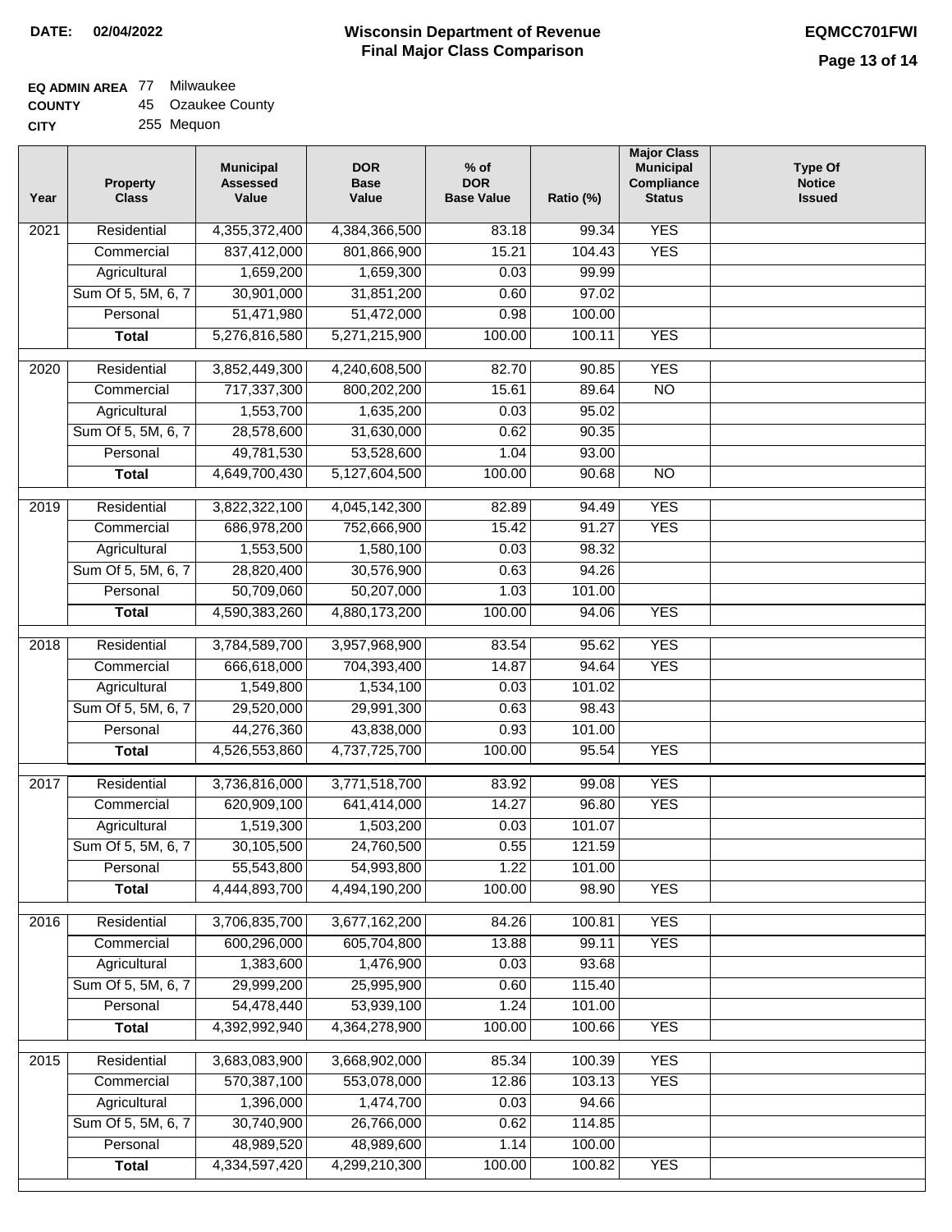**DATE:** 02/04/2022

# Wisconsin Department of Revenue
## Final Major Class Comparison

**EQMCC701FWI**

**EQ ADMIN AREA** 77 Milwaukee
**COUNTY** 45 Ozaukee County
**CITY** 255 Mequon

| Year | Property Class | Municipal Assessed Value | DOR Base Value | % of DOR Base Value | Ratio (%) | Major Class Municipal Compliance Status | Type Of Notice Issued |
|---|---|---|---|---|---|---|---|
| 2021 | Residential | 4,355,372,400 | 4,384,366,500 | 83.18 | 99.34 | YES | |
| | Commercial | 837,412,000 | 801,866,900 | 15.21 | 104.43 | YES | |
| | Agricultural | 1,659,200 | 1,659,300 | 0.03 | 99.99 | | |
| | Sum Of 5, 5M, 6, 7 | 30,901,000 | 31,851,200 | 0.60 | 97.02 | | |
| | Personal | 51,471,980 | 51,472,000 | 0.98 | 100.00 | | |
| | **Total** | 5,276,816,580 | 5,271,215,900 | 100.00 | 100.11 | YES | |
| 2020 | Residential | 3,852,449,300 | 4,240,608,500 | 82.70 | 90.85 | YES | |
| | Commercial | 717,337,300 | 800,202,200 | 15.61 | 89.64 | NO | |
| | Agricultural | 1,553,700 | 1,635,200 | 0.03 | 95.02 | | |
| | Sum Of 5, 5M, 6, 7 | 28,578,600 | 31,630,000 | 0.62 | 90.35 | | |
| | Personal | 49,781,530 | 53,528,600 | 1.04 | 93.00 | | |
| | **Total** | 4,649,700,430 | 5,127,604,500 | 100.00 | 90.68 | NO | |
| 2019 | Residential | 3,822,322,100 | 4,045,142,300 | 82.89 | 94.49 | YES | |
| | Commercial | 686,978,200 | 752,666,900 | 15.42 | 91.27 | YES | |
| | Agricultural | 1,553,500 | 1,580,100 | 0.03 | 98.32 | | |
| | Sum Of 5, 5M, 6, 7 | 28,820,400 | 30,576,900 | 0.63 | 94.26 | | |
| | Personal | 50,709,060 | 50,207,000 | 1.03 | 101.00 | | |
| | **Total** | 4,590,383,260 | 4,880,173,200 | 100.00 | 94.06 | YES | |
| 2018 | Residential | 3,784,589,700 | 3,957,968,900 | 83.54 | 95.62 | YES | |
| | Commercial | 666,618,000 | 704,393,400 | 14.87 | 94.64 | YES | |
| | Agricultural | 1,549,800 | 1,534,100 | 0.03 | 101.02 | | |
| | Sum Of 5, 5M, 6, 7 | 29,520,000 | 29,991,300 | 0.63 | 98.43 | | |
| | Personal | 44,276,360 | 43,838,000 | 0.93 | 101.00 | | |
| | **Total** | 4,526,553,860 | 4,737,725,700 | 100.00 | 95.54 | YES | |
| 2017 | Residential | 3,736,816,000 | 3,771,518,700 | 83.92 | 99.08 | YES | |
| | Commercial | 620,909,100 | 641,414,000 | 14.27 | 96.80 | YES | |
| | Agricultural | 1,519,300 | 1,503,200 | 0.03 | 101.07 | | |
| | Sum Of 5, 5M, 6, 7 | 30,105,500 | 24,760,500 | 0.55 | 121.59 | | |
| | Personal | 55,543,800 | 54,993,800 | 1.22 | 101.00 | | |
| | **Total** | 4,444,893,700 | 4,494,190,200 | 100.00 | 98.90 | YES | |
| 2016 | Residential | 3,706,835,700 | 3,677,162,200 | 84.26 | 100.81 | YES | |
| | Commercial | 600,296,000 | 605,704,800 | 13.88 | 99.11 | YES | |
| | Agricultural | 1,383,600 | 1,476,900 | 0.03 | 93.68 | | |
| | Sum Of 5, 5M, 6, 7 | 29,999,200 | 25,995,900 | 0.60 | 115.40 | | |
| | Personal | 54,478,440 | 53,939,100 | 1.24 | 101.00 | | |
| | **Total** | 4,392,992,940 | 4,364,278,900 | 100.00 | 100.66 | YES | |
| 2015 | Residential | 3,683,083,900 | 3,668,902,000 | 85.34 | 100.39 | YES | |
| | Commercial | 570,387,100 | 553,078,000 | 12.86 | 103.13 | YES | |
| | Agricultural | 1,396,000 | 1,474,700 | 0.03 | 94.66 | | |
| | Sum Of 5, 5M, 6, 7 | 30,740,900 | 26,766,000 | 0.62 | 114.85 | | |
| | Personal | 48,989,520 | 48,989,600 | 1.14 | 100.00 | | |
| | **Total** | 4,334,597,420 | 4,299,210,300 | 100.00 | 100.82 | YES | |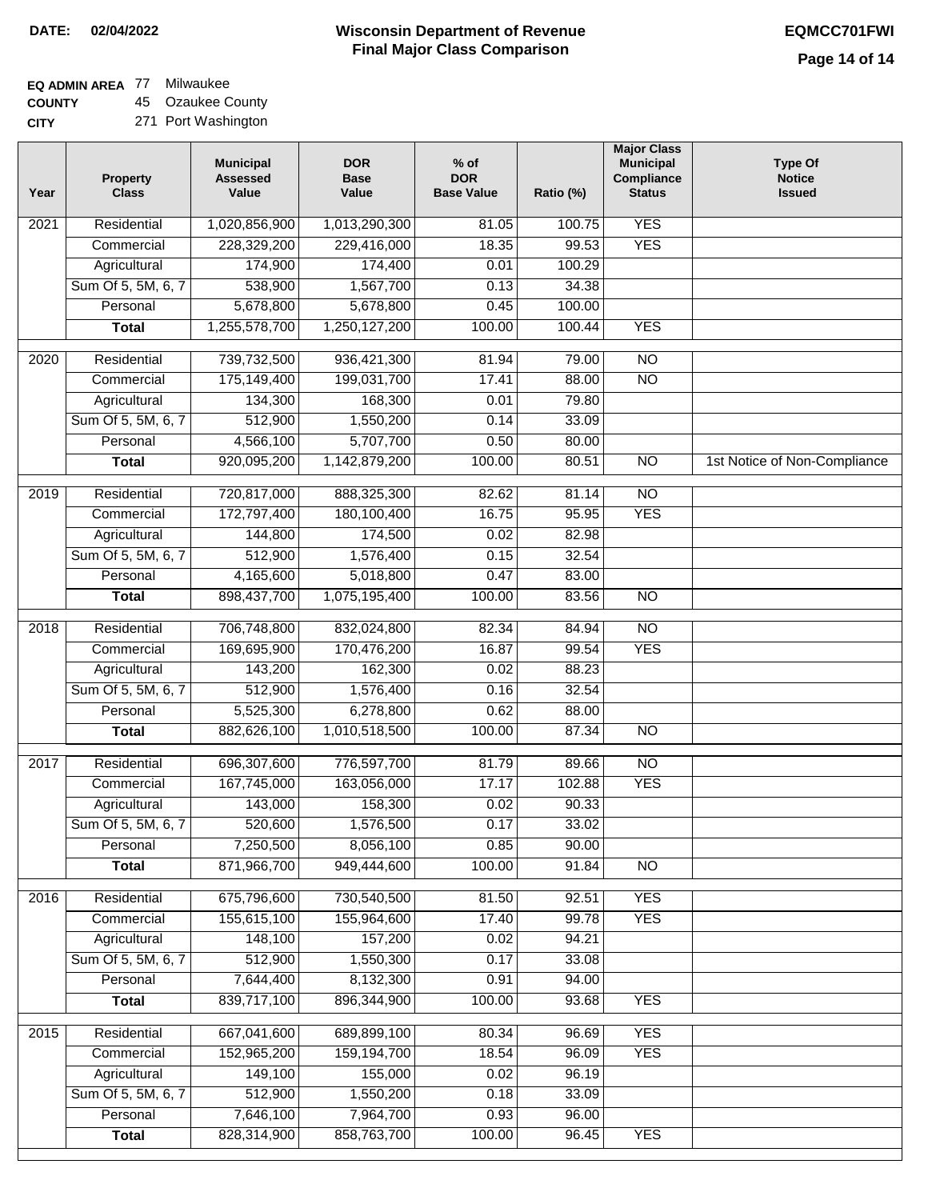**DATE: 02/04/2022**

# Wisconsin Department of Revenue
## Final Major Class Comparison

**EQMCC701FWI**

**EQ ADMIN AREA** 77 Milwaukee
**COUNTY** 45 Ozaukee County
**CITY** 271 Port Washington

| Year | Property Class | Municipal Assessed Value | DOR Base Value | % of DOR Base Value | Ratio (%) | Major Class Municipal Compliance Status | Type Of Notice Issued |
|---|---|---|---|---|---|---|---|
| 2021 | Residential | 1,020,856,900 | 1,013,290,300 | 81.05 | 100.75 | YES | |
| | Commercial | 228,329,200 | 229,416,000 | 18.35 | 99.53 | YES | |
| | Agricultural | 174,900 | 174,400 | 0.01 | 100.29 | | |
| | Sum Of 5, 5M, 6, 7 | 538,900 | 1,567,700 | 0.13 | 34.38 | | |
| | Personal | 5,678,800 | 5,678,800 | 0.45 | 100.00 | | |
| | **Total** | 1,255,578,700 | 1,250,127,200 | 100.00 | 100.44 | YES | |
| 2020 | Residential | 739,732,500 | 936,421,300 | 81.94 | 79.00 | NO | |
| | Commercial | 175,149,400 | 199,031,700 | 17.41 | 88.00 | NO | |
| | Agricultural | 134,300 | 168,300 | 0.01 | 79.80 | | |
| | Sum Of 5, 5M, 6, 7 | 512,900 | 1,550,200 | 0.14 | 33.09 | | |
| | Personal | 4,566,100 | 5,707,700 | 0.50 | 80.00 | | |
| | **Total** | 920,095,200 | 1,142,879,200 | 100.00 | 80.51 | NO | 1st Notice of Non-Compliance |
| 2019 | Residential | 720,817,000 | 888,325,300 | 82.62 | 81.14 | NO | |
| | Commercial | 172,797,400 | 180,100,400 | 16.75 | 95.95 | YES | |
| | Agricultural | 144,800 | 174,500 | 0.02 | 82.98 | | |
| | Sum Of 5, 5M, 6, 7 | 512,900 | 1,576,400 | 0.15 | 32.54 | | |
| | Personal | 4,165,600 | 5,018,800 | 0.47 | 83.00 | | |
| | **Total** | 898,437,700 | 1,075,195,400 | 100.00 | 83.56 | NO | |
| 2018 | Residential | 706,748,800 | 832,024,800 | 82.34 | 84.94 | NO | |
| | Commercial | 169,695,900 | 170,476,200 | 16.87 | 99.54 | YES | |
| | Agricultural | 143,200 | 162,300 | 0.02 | 88.23 | | |
| | Sum Of 5, 5M, 6, 7 | 512,900 | 1,576,400 | 0.16 | 32.54 | | |
| | Personal | 5,525,300 | 6,278,800 | 0.62 | 88.00 | | |
| | **Total** | 882,626,100 | 1,010,518,500 | 100.00 | 87.34 | NO | |
| 2017 | Residential | 696,307,600 | 776,597,700 | 81.79 | 89.66 | NO | |
| | Commercial | 167,745,000 | 163,056,000 | 17.17 | 102.88 | YES | |
| | Agricultural | 143,000 | 158,300 | 0.02 | 90.33 | | |
| | Sum Of 5, 5M, 6, 7 | 520,600 | 1,576,500 | 0.17 | 33.02 | | |
| | Personal | 7,250,500 | 8,056,100 | 0.85 | 90.00 | | |
| | **Total** | 871,966,700 | 949,444,600 | 100.00 | 91.84 | NO | |
| 2016 | Residential | 675,796,600 | 730,540,500 | 81.50 | 92.51 | YES | |
| | Commercial | 155,615,100 | 155,964,600 | 17.40 | 99.78 | YES | |
| | Agricultural | 148,100 | 157,200 | 0.02 | 94.21 | | |
| | Sum Of 5, 5M, 6, 7 | 512,900 | 1,550,300 | 0.17 | 33.08 | | |
| | Personal | 7,644,400 | 8,132,300 | 0.91 | 94.00 | | |
| | **Total** | 839,717,100 | 896,344,900 | 100.00 | 93.68 | YES | |
| 2015 | Residential | 667,041,600 | 689,899,100 | 80.34 | 96.69 | YES | |
| | Commercial | 152,965,200 | 159,194,700 | 18.54 | 96.09 | YES | |
| | Agricultural | 149,100 | 155,000 | 0.02 | 96.19 | | |
| | Sum Of 5, 5M, 6, 7 | 512,900 | 1,550,200 | 0.18 | 33.09 | | |
| | Personal | 7,646,100 | 7,964,700 | 0.93 | 96.00 | | |
| | **Total** | 828,314,900 | 858,763,700 | 100.00 | 96.45 | YES | |